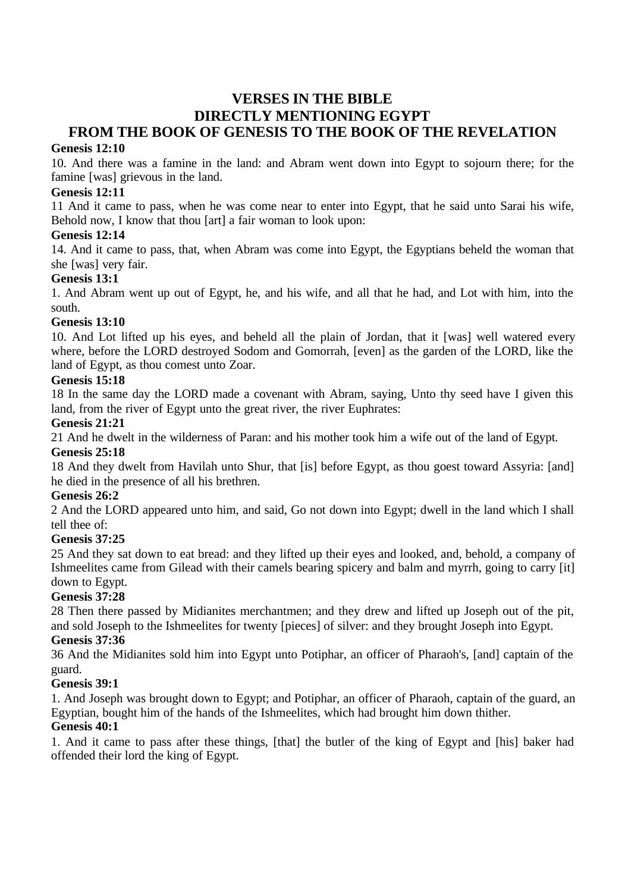# VERSES IN THE BIBLE
# DIRECTLY MENTIONING EGYPT
# FROM THE BOOK OF GENESIS TO THE BOOK OF THE REVELATION

**Genesis 12:10**

10. And there was a famine in the land: and Abram went down into Egypt to sojourn there; for the famine [was] grievous in the land.

**Genesis 12:11**

11 And it came to pass, when he was come near to enter into Egypt, that he said unto Sarai his wife, Behold now, I know that thou [art] a fair woman to look upon:

**Genesis 12:14**

14. And it came to pass, that, when Abram was come into Egypt, the Egyptians beheld the woman that she [was] very fair.

**Genesis 13:1**

1. And Abram went up out of Egypt, he, and his wife, and all that he had, and Lot with him, into the south.

**Genesis 13:10**

10. And Lot lifted up his eyes, and beheld all the plain of Jordan, that it [was] well watered every where, before the LORD destroyed Sodom and Gomorrah, [even] as the garden of the LORD, like the land of Egypt, as thou comest unto Zoar.

**Genesis 15:18**

18 In the same day the LORD made a covenant with Abram, saying, Unto thy seed have I given this land, from the river of Egypt unto the great river, the river Euphrates:

**Genesis 21:21**

21 And he dwelt in the wilderness of Paran: and his mother took him a wife out of the land of Egypt.

**Genesis 25:18**

18 And they dwelt from Havilah unto Shur, that [is] before Egypt, as thou goest toward Assyria: [and] he died in the presence of all his brethren.

**Genesis 26:2**

2 And the LORD appeared unto him, and said, Go not down into Egypt; dwell in the land which I shall tell thee of:

**Genesis 37:25**

25 And they sat down to eat bread: and they lifted up their eyes and looked, and, behold, a company of Ishmeelites came from Gilead with their camels bearing spicery and balm and myrrh, going to carry [it] down to Egypt.

**Genesis 37:28**

28 Then there passed by Midianites merchantmen; and they drew and lifted up Joseph out of the pit, and sold Joseph to the Ishmeelites for twenty [pieces] of silver: and they brought Joseph into Egypt.

**Genesis 37:36**

36 And the Midianites sold him into Egypt unto Potiphar, an officer of Pharaoh's, [and] captain of the guard.

**Genesis 39:1**

1. And Joseph was brought down to Egypt; and Potiphar, an officer of Pharaoh, captain of the guard, an Egyptian, bought him of the hands of the Ishmeelites, which had brought him down thither.

**Genesis 40:1**

1. And it came to pass after these things, [that] the butler of the king of Egypt and [his] baker had offended their lord the king of Egypt.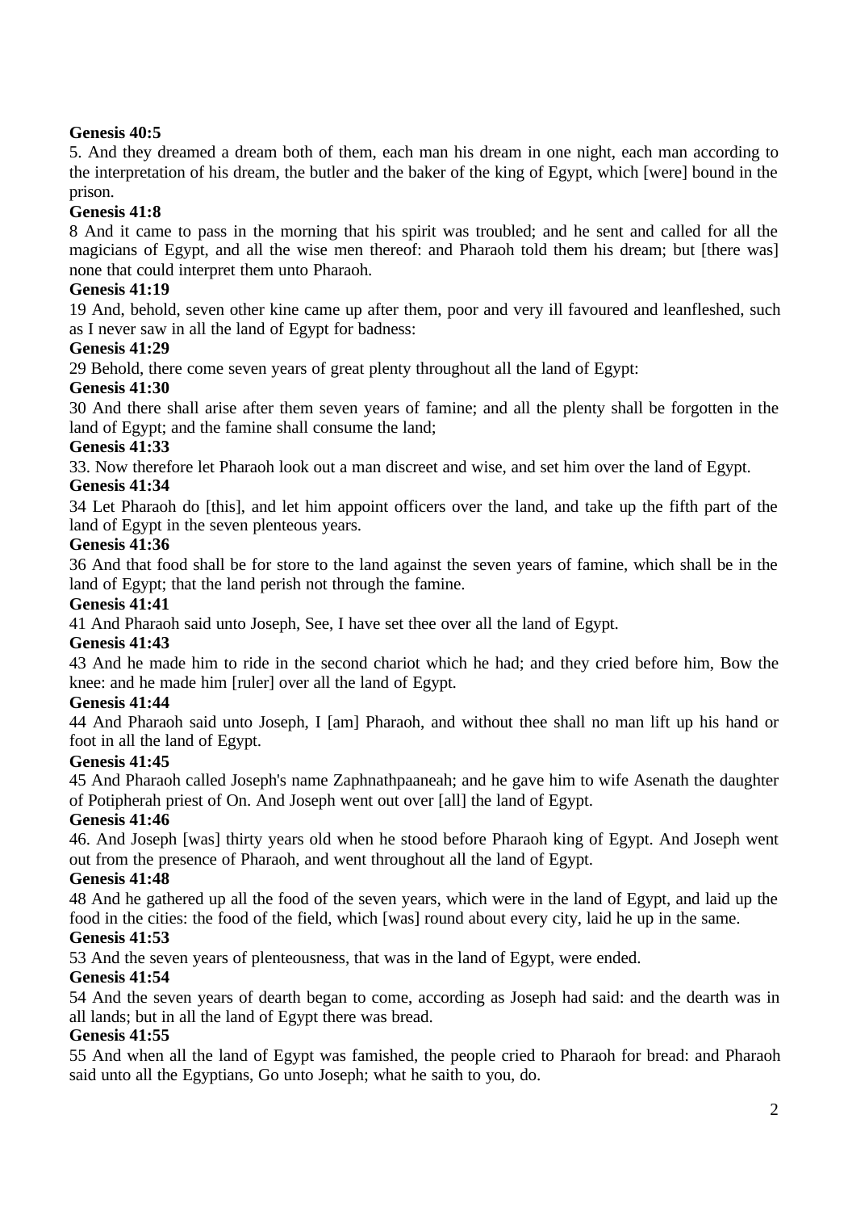**Genesis 40:5**

5. And they dreamed a dream both of them, each man his dream in one night, each man according to the interpretation of his dream, the butler and the baker of the king of Egypt, which [were] bound in the prison.

**Genesis 41:8**

8 And it came to pass in the morning that his spirit was troubled; and he sent and called for all the magicians of Egypt, and all the wise men thereof: and Pharaoh told them his dream; but [there was] none that could interpret them unto Pharaoh.

**Genesis 41:19**

19 And, behold, seven other kine came up after them, poor and very ill favoured and leanfleshed, such as I never saw in all the land of Egypt for badness:

**Genesis 41:29**

29 Behold, there come seven years of great plenty throughout all the land of Egypt:

**Genesis 41:30**

30 And there shall arise after them seven years of famine; and all the plenty shall be forgotten in the land of Egypt; and the famine shall consume the land;

**Genesis 41:33**

33. Now therefore let Pharaoh look out a man discreet and wise, and set him over the land of Egypt.

**Genesis 41:34**

34 Let Pharaoh do [this], and let him appoint officers over the land, and take up the fifth part of the land of Egypt in the seven plenteous years.

**Genesis 41:36**

36 And that food shall be for store to the land against the seven years of famine, which shall be in the land of Egypt; that the land perish not through the famine.

**Genesis 41:41**

41 And Pharaoh said unto Joseph, See, I have set thee over all the land of Egypt.

**Genesis 41:43**

43 And he made him to ride in the second chariot which he had; and they cried before him, Bow the knee: and he made him [ruler] over all the land of Egypt.

**Genesis 41:44**

44 And Pharaoh said unto Joseph, I [am] Pharaoh, and without thee shall no man lift up his hand or foot in all the land of Egypt.

**Genesis 41:45**

45 And Pharaoh called Joseph's name Zaphnathpaaneah; and he gave him to wife Asenath the daughter of Potipherah priest of On. And Joseph went out over [all] the land of Egypt.

**Genesis 41:46**

46. And Joseph [was] thirty years old when he stood before Pharaoh king of Egypt. And Joseph went out from the presence of Pharaoh, and went throughout all the land of Egypt.

**Genesis 41:48**

48 And he gathered up all the food of the seven years, which were in the land of Egypt, and laid up the food in the cities: the food of the field, which [was] round about every city, laid he up in the same.

**Genesis 41:53**

53 And the seven years of plenteousness, that was in the land of Egypt, were ended.

**Genesis 41:54**

54 And the seven years of dearth began to come, according as Joseph had said: and the dearth was in all lands; but in all the land of Egypt there was bread.

**Genesis 41:55**

55 And when all the land of Egypt was famished, the people cried to Pharaoh for bread: and Pharaoh said unto all the Egyptians, Go unto Joseph; what he saith to you, do.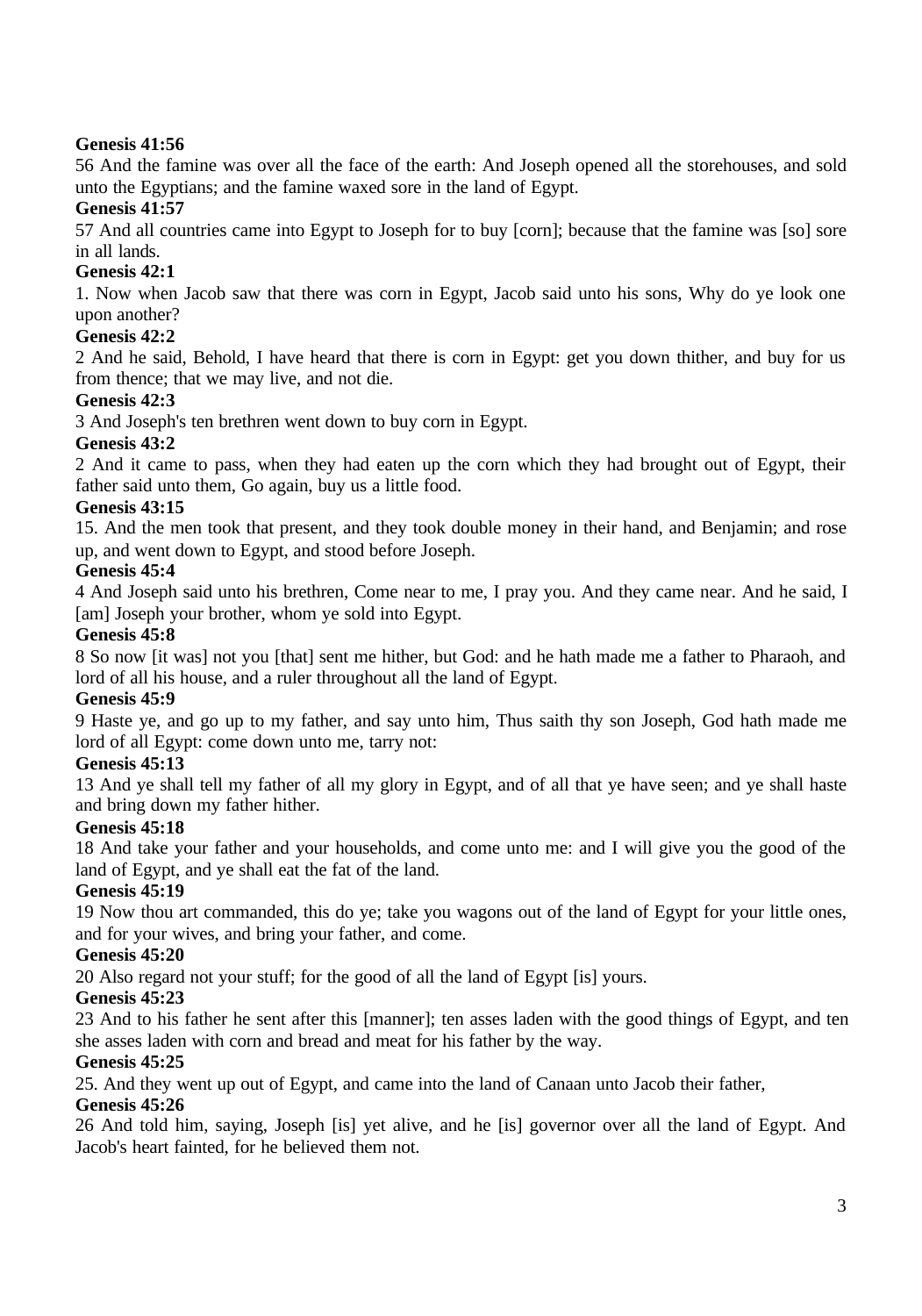**Genesis 41:56**

56 And the famine was over all the face of the earth: And Joseph opened all the storehouses, and sold unto the Egyptians; and the famine waxed sore in the land of Egypt.

**Genesis 41:57**

57 And all countries came into Egypt to Joseph for to buy [corn]; because that the famine was [so] sore in all lands.

**Genesis 42:1**

1. Now when Jacob saw that there was corn in Egypt, Jacob said unto his sons, Why do ye look one upon another?

**Genesis 42:2**

2 And he said, Behold, I have heard that there is corn in Egypt: get you down thither, and buy for us from thence; that we may live, and not die.

**Genesis 42:3**

3 And Joseph's ten brethren went down to buy corn in Egypt.

**Genesis 43:2**

2 And it came to pass, when they had eaten up the corn which they had brought out of Egypt, their father said unto them, Go again, buy us a little food.

**Genesis 43:15**

15. And the men took that present, and they took double money in their hand, and Benjamin; and rose up, and went down to Egypt, and stood before Joseph.

**Genesis 45:4**

4 And Joseph said unto his brethren, Come near to me, I pray you. And they came near. And he said, I [am] Joseph your brother, whom ye sold into Egypt.

**Genesis 45:8**

8 So now [it was] not you [that] sent me hither, but God: and he hath made me a father to Pharaoh, and lord of all his house, and a ruler throughout all the land of Egypt.

**Genesis 45:9**

9 Haste ye, and go up to my father, and say unto him, Thus saith thy son Joseph, God hath made me lord of all Egypt: come down unto me, tarry not:

**Genesis 45:13**

13 And ye shall tell my father of all my glory in Egypt, and of all that ye have seen; and ye shall haste and bring down my father hither.

**Genesis 45:18**

18 And take your father and your households, and come unto me: and I will give you the good of the land of Egypt, and ye shall eat the fat of the land.

**Genesis 45:19**

19 Now thou art commanded, this do ye; take you wagons out of the land of Egypt for your little ones, and for your wives, and bring your father, and come.

**Genesis 45:20**

20 Also regard not your stuff; for the good of all the land of Egypt [is] yours.

**Genesis 45:23**

23 And to his father he sent after this [manner]; ten asses laden with the good things of Egypt, and ten she asses laden with corn and bread and meat for his father by the way.

**Genesis 45:25**

25. And they went up out of Egypt, and came into the land of Canaan unto Jacob their father,

**Genesis 45:26**

26 And told him, saying, Joseph [is] yet alive, and he [is] governor over all the land of Egypt. And Jacob's heart fainted, for he believed them not.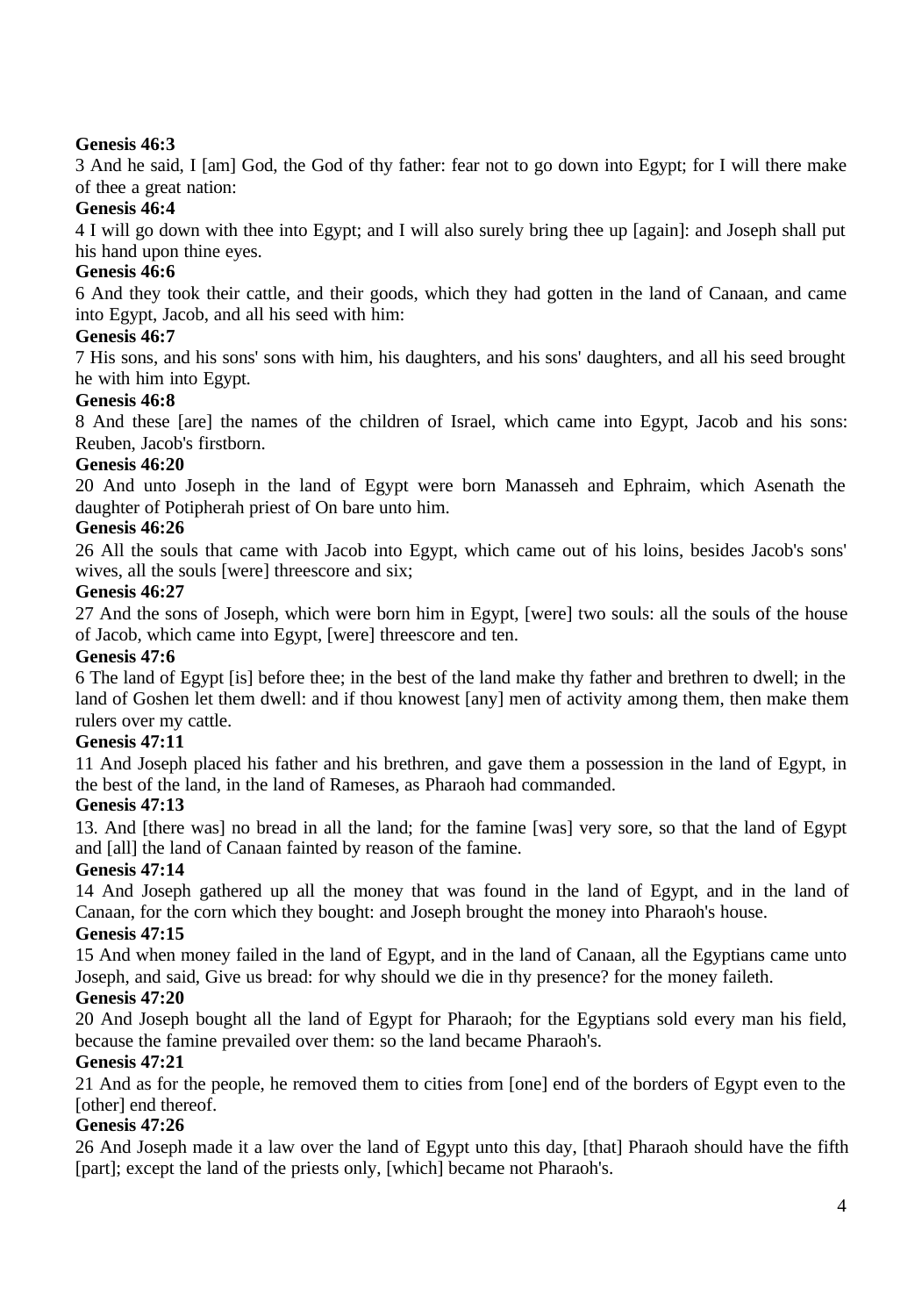**Genesis 46:3**

3 And he said, I [am] God, the God of thy father: fear not to go down into Egypt; for I will there make of thee a great nation:

**Genesis 46:4**

4 I will go down with thee into Egypt; and I will also surely bring thee up [again]: and Joseph shall put his hand upon thine eyes.

**Genesis 46:6**

6 And they took their cattle, and their goods, which they had gotten in the land of Canaan, and came into Egypt, Jacob, and all his seed with him:

**Genesis 46:7**

7 His sons, and his sons' sons with him, his daughters, and his sons' daughters, and all his seed brought he with him into Egypt.

**Genesis 46:8**

8 And these [are] the names of the children of Israel, which came into Egypt, Jacob and his sons: Reuben, Jacob's firstborn.

**Genesis 46:20**

20 And unto Joseph in the land of Egypt were born Manasseh and Ephraim, which Asenath the daughter of Potipherah priest of On bare unto him.

**Genesis 46:26**

26 All the souls that came with Jacob into Egypt, which came out of his loins, besides Jacob's sons' wives, all the souls [were] threescore and six;

**Genesis 46:27**

27 And the sons of Joseph, which were born him in Egypt, [were] two souls: all the souls of the house of Jacob, which came into Egypt, [were] threescore and ten.

**Genesis 47:6**

6 The land of Egypt [is] before thee; in the best of the land make thy father and brethren to dwell; in the land of Goshen let them dwell: and if thou knowest [any] men of activity among them, then make them rulers over my cattle.

**Genesis 47:11**

11 And Joseph placed his father and his brethren, and gave them a possession in the land of Egypt, in the best of the land, in the land of Rameses, as Pharaoh had commanded.

**Genesis 47:13**

13. And [there was] no bread in all the land; for the famine [was] very sore, so that the land of Egypt and [all] the land of Canaan fainted by reason of the famine.

**Genesis 47:14**

14 And Joseph gathered up all the money that was found in the land of Egypt, and in the land of Canaan, for the corn which they bought: and Joseph brought the money into Pharaoh's house.

**Genesis 47:15**

15 And when money failed in the land of Egypt, and in the land of Canaan, all the Egyptians came unto Joseph, and said, Give us bread: for why should we die in thy presence? for the money faileth.

**Genesis 47:20**

20 And Joseph bought all the land of Egypt for Pharaoh; for the Egyptians sold every man his field, because the famine prevailed over them: so the land became Pharaoh's.

**Genesis 47:21**

21 And as for the people, he removed them to cities from [one] end of the borders of Egypt even to the [other] end thereof.

**Genesis 47:26**

26 And Joseph made it a law over the land of Egypt unto this day, [that] Pharaoh should have the fifth [part]; except the land of the priests only, [which] became not Pharaoh's.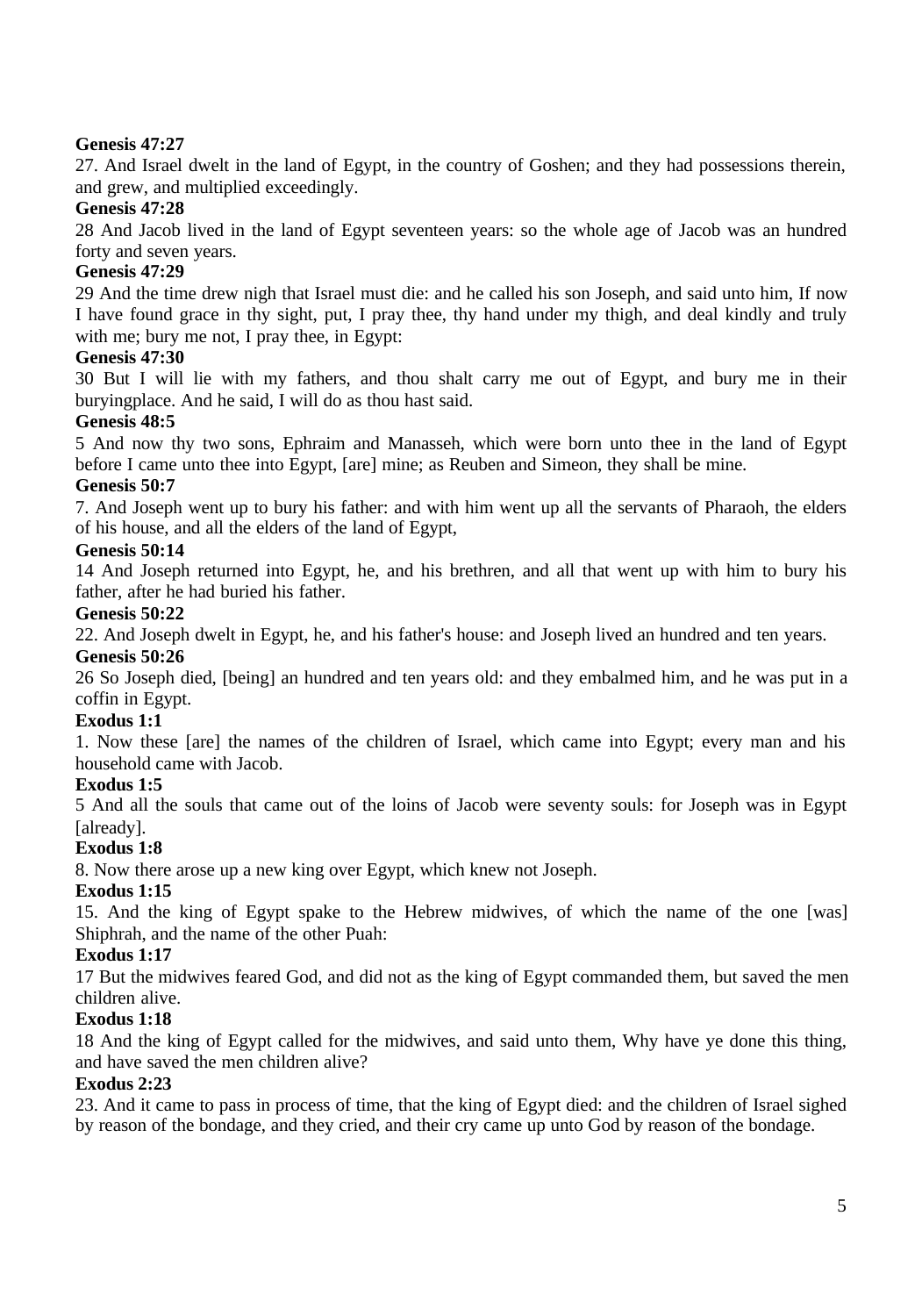**Genesis 47:27**

27. And Israel dwelt in the land of Egypt, in the country of Goshen; and they had possessions therein, and grew, and multiplied exceedingly.

**Genesis 47:28**

28 And Jacob lived in the land of Egypt seventeen years: so the whole age of Jacob was an hundred forty and seven years.

**Genesis 47:29**

29 And the time drew nigh that Israel must die: and he called his son Joseph, and said unto him, If now I have found grace in thy sight, put, I pray thee, thy hand under my thigh, and deal kindly and truly with me; bury me not, I pray thee, in Egypt:

**Genesis 47:30**

30 But I will lie with my fathers, and thou shalt carry me out of Egypt, and bury me in their buryingplace. And he said, I will do as thou hast said.

**Genesis 48:5**

5 And now thy two sons, Ephraim and Manasseh, which were born unto thee in the land of Egypt before I came unto thee into Egypt, [are] mine; as Reuben and Simeon, they shall be mine.

**Genesis 50:7**

7. And Joseph went up to bury his father: and with him went up all the servants of Pharaoh, the elders of his house, and all the elders of the land of Egypt,

**Genesis 50:14**

14 And Joseph returned into Egypt, he, and his brethren, and all that went up with him to bury his father, after he had buried his father.

**Genesis 50:22**

22. And Joseph dwelt in Egypt, he, and his father's house: and Joseph lived an hundred and ten years.

**Genesis 50:26**

26 So Joseph died, [being] an hundred and ten years old: and they embalmed him, and he was put in a coffin in Egypt.

**Exodus 1:1**

1. Now these [are] the names of the children of Israel, which came into Egypt; every man and his household came with Jacob.

**Exodus 1:5**

5 And all the souls that came out of the loins of Jacob were seventy souls: for Joseph was in Egypt [already].

**Exodus 1:8**

8. Now there arose up a new king over Egypt, which knew not Joseph.

**Exodus 1:15**

15. And the king of Egypt spake to the Hebrew midwives, of which the name of the one [was] Shiphrah, and the name of the other Puah:

**Exodus 1:17**

17 But the midwives feared God, and did not as the king of Egypt commanded them, but saved the men children alive.

**Exodus 1:18**

18 And the king of Egypt called for the midwives, and said unto them, Why have ye done this thing, and have saved the men children alive?

**Exodus 2:23**

23. And it came to pass in process of time, that the king of Egypt died: and the children of Israel sighed by reason of the bondage, and they cried, and their cry came up unto God by reason of the bondage.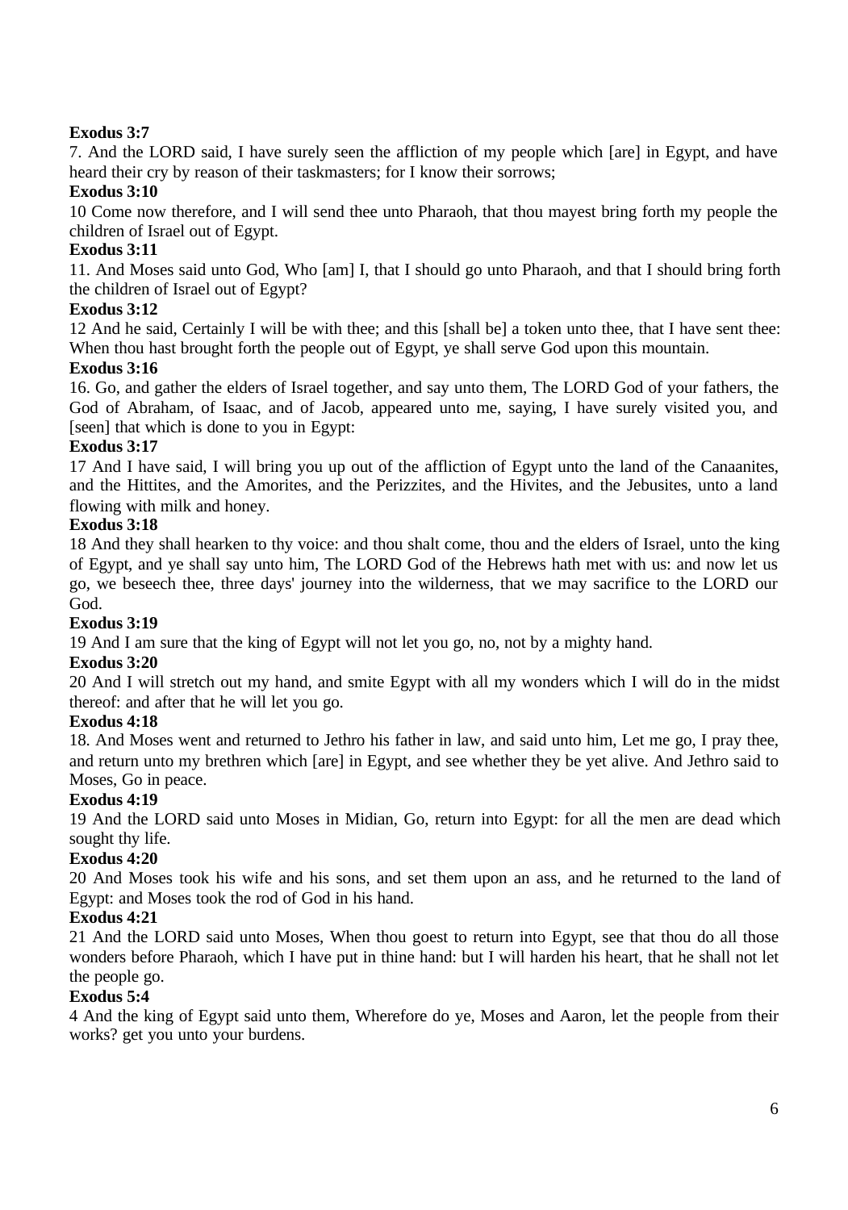**Exodus 3:7**

7. And the LORD said, I have surely seen the affliction of my people which [are] in Egypt, and have heard their cry by reason of their taskmasters; for I know their sorrows;

**Exodus 3:10**

10 Come now therefore, and I will send thee unto Pharaoh, that thou mayest bring forth my people the children of Israel out of Egypt.

**Exodus 3:11**

11. And Moses said unto God, Who [am] I, that I should go unto Pharaoh, and that I should bring forth the children of Israel out of Egypt?

**Exodus 3:12**

12 And he said, Certainly I will be with thee; and this [shall be] a token unto thee, that I have sent thee: When thou hast brought forth the people out of Egypt, ye shall serve God upon this mountain.

**Exodus 3:16**

16. Go, and gather the elders of Israel together, and say unto them, The LORD God of your fathers, the God of Abraham, of Isaac, and of Jacob, appeared unto me, saying, I have surely visited you, and [seen] that which is done to you in Egypt:

**Exodus 3:17**

17 And I have said, I will bring you up out of the affliction of Egypt unto the land of the Canaanites, and the Hittites, and the Amorites, and the Perizzites, and the Hivites, and the Jebusites, unto a land flowing with milk and honey.

**Exodus 3:18**

18 And they shall hearken to thy voice: and thou shalt come, thou and the elders of Israel, unto the king of Egypt, and ye shall say unto him, The LORD God of the Hebrews hath met with us: and now let us go, we beseech thee, three days' journey into the wilderness, that we may sacrifice to the LORD our God.

**Exodus 3:19**

19 And I am sure that the king of Egypt will not let you go, no, not by a mighty hand.

**Exodus 3:20**

20 And I will stretch out my hand, and smite Egypt with all my wonders which I will do in the midst thereof: and after that he will let you go.

**Exodus 4:18**

18. And Moses went and returned to Jethro his father in law, and said unto him, Let me go, I pray thee, and return unto my brethren which [are] in Egypt, and see whether they be yet alive. And Jethro said to Moses, Go in peace.

**Exodus 4:19**

19 And the LORD said unto Moses in Midian, Go, return into Egypt: for all the men are dead which sought thy life.

**Exodus 4:20**

20 And Moses took his wife and his sons, and set them upon an ass, and he returned to the land of Egypt: and Moses took the rod of God in his hand.

**Exodus 4:21**

21 And the LORD said unto Moses, When thou goest to return into Egypt, see that thou do all those wonders before Pharaoh, which I have put in thine hand: but I will harden his heart, that he shall not let the people go.

**Exodus 5:4**

4 And the king of Egypt said unto them, Wherefore do ye, Moses and Aaron, let the people from their works? get you unto your burdens.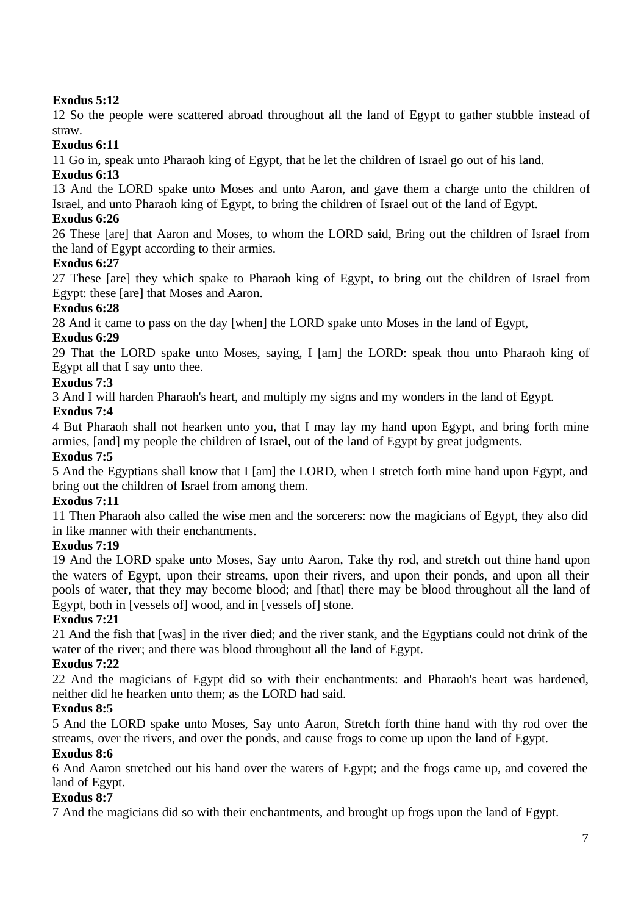**Exodus 5:12**

12 So the people were scattered abroad throughout all the land of Egypt to gather stubble instead of straw.

**Exodus 6:11**

11 Go in, speak unto Pharaoh king of Egypt, that he let the children of Israel go out of his land.

**Exodus 6:13**

13 And the LORD spake unto Moses and unto Aaron, and gave them a charge unto the children of Israel, and unto Pharaoh king of Egypt, to bring the children of Israel out of the land of Egypt.

**Exodus 6:26**

26 These [are] that Aaron and Moses, to whom the LORD said, Bring out the children of Israel from the land of Egypt according to their armies.

**Exodus 6:27**

27 These [are] they which spake to Pharaoh king of Egypt, to bring out the children of Israel from Egypt: these [are] that Moses and Aaron.

**Exodus 6:28**

28 And it came to pass on the day [when] the LORD spake unto Moses in the land of Egypt,

**Exodus 6:29**

29 That the LORD spake unto Moses, saying, I [am] the LORD: speak thou unto Pharaoh king of Egypt all that I say unto thee.

**Exodus 7:3**

3 And I will harden Pharaoh's heart, and multiply my signs and my wonders in the land of Egypt.

**Exodus 7:4**

4 But Pharaoh shall not hearken unto you, that I may lay my hand upon Egypt, and bring forth mine armies, [and] my people the children of Israel, out of the land of Egypt by great judgments.

**Exodus 7:5**

5 And the Egyptians shall know that I [am] the LORD, when I stretch forth mine hand upon Egypt, and bring out the children of Israel from among them.

**Exodus 7:11**

11 Then Pharaoh also called the wise men and the sorcerers: now the magicians of Egypt, they also did in like manner with their enchantments.

**Exodus 7:19**

19 And the LORD spake unto Moses, Say unto Aaron, Take thy rod, and stretch out thine hand upon the waters of Egypt, upon their streams, upon their rivers, and upon their ponds, and upon all their pools of water, that they may become blood; and [that] there may be blood throughout all the land of Egypt, both in [vessels of] wood, and in [vessels of] stone.

**Exodus 7:21**

21 And the fish that [was] in the river died; and the river stank, and the Egyptians could not drink of the water of the river; and there was blood throughout all the land of Egypt.

**Exodus 7:22**

22 And the magicians of Egypt did so with their enchantments: and Pharaoh's heart was hardened, neither did he hearken unto them; as the LORD had said.

**Exodus 8:5**

5 And the LORD spake unto Moses, Say unto Aaron, Stretch forth thine hand with thy rod over the streams, over the rivers, and over the ponds, and cause frogs to come up upon the land of Egypt.

**Exodus 8:6**

6 And Aaron stretched out his hand over the waters of Egypt; and the frogs came up, and covered the land of Egypt.

**Exodus 8:7**

7 And the magicians did so with their enchantments, and brought up frogs upon the land of Egypt.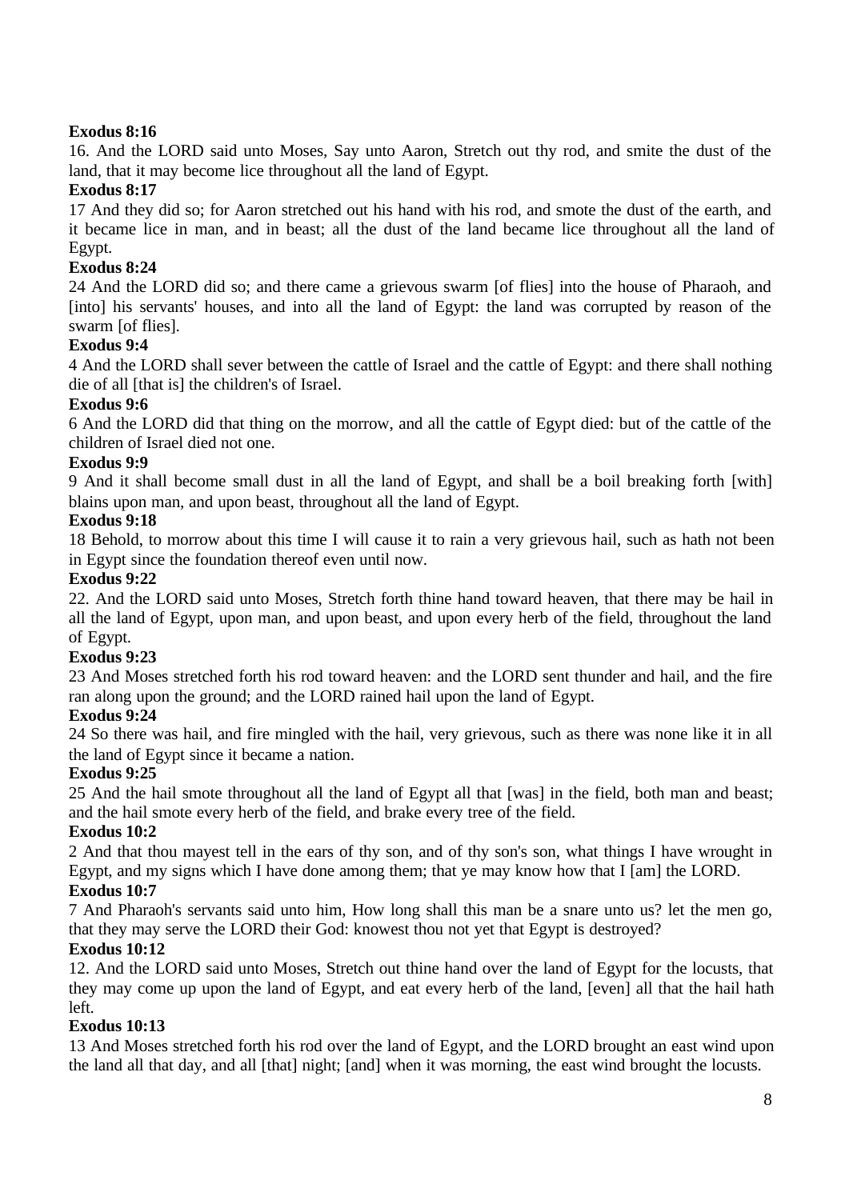**Exodus 8:16**

16. And the LORD said unto Moses, Say unto Aaron, Stretch out thy rod, and smite the dust of the land, that it may become lice throughout all the land of Egypt.

**Exodus 8:17**

17 And they did so; for Aaron stretched out his hand with his rod, and smote the dust of the earth, and it became lice in man, and in beast; all the dust of the land became lice throughout all the land of Egypt.

**Exodus 8:24**

24 And the LORD did so; and there came a grievous swarm [of flies] into the house of Pharaoh, and [into] his servants' houses, and into all the land of Egypt: the land was corrupted by reason of the swarm [of flies].

**Exodus 9:4**

4 And the LORD shall sever between the cattle of Israel and the cattle of Egypt: and there shall nothing die of all [that is] the children's of Israel.

**Exodus 9:6**

6 And the LORD did that thing on the morrow, and all the cattle of Egypt died: but of the cattle of the children of Israel died not one.

**Exodus 9:9**

9 And it shall become small dust in all the land of Egypt, and shall be a boil breaking forth [with] blains upon man, and upon beast, throughout all the land of Egypt.

**Exodus 9:18**

18 Behold, to morrow about this time I will cause it to rain a very grievous hail, such as hath not been in Egypt since the foundation thereof even until now.

**Exodus 9:22**

22. And the LORD said unto Moses, Stretch forth thine hand toward heaven, that there may be hail in all the land of Egypt, upon man, and upon beast, and upon every herb of the field, throughout the land of Egypt.

**Exodus 9:23**

23 And Moses stretched forth his rod toward heaven: and the LORD sent thunder and hail, and the fire ran along upon the ground; and the LORD rained hail upon the land of Egypt.

**Exodus 9:24**

24 So there was hail, and fire mingled with the hail, very grievous, such as there was none like it in all the land of Egypt since it became a nation.

**Exodus 9:25**

25 And the hail smote throughout all the land of Egypt all that [was] in the field, both man and beast; and the hail smote every herb of the field, and brake every tree of the field.

**Exodus 10:2**

2 And that thou mayest tell in the ears of thy son, and of thy son's son, what things I have wrought in Egypt, and my signs which I have done among them; that ye may know how that I [am] the LORD.

**Exodus 10:7**

7 And Pharaoh's servants said unto him, How long shall this man be a snare unto us? let the men go, that they may serve the LORD their God: knowest thou not yet that Egypt is destroyed?

**Exodus 10:12**

12. And the LORD said unto Moses, Stretch out thine hand over the land of Egypt for the locusts, that they may come up upon the land of Egypt, and eat every herb of the land, [even] all that the hail hath left.

**Exodus 10:13**

13 And Moses stretched forth his rod over the land of Egypt, and the LORD brought an east wind upon the land all that day, and all [that] night; [and] when it was morning, the east wind brought the locusts.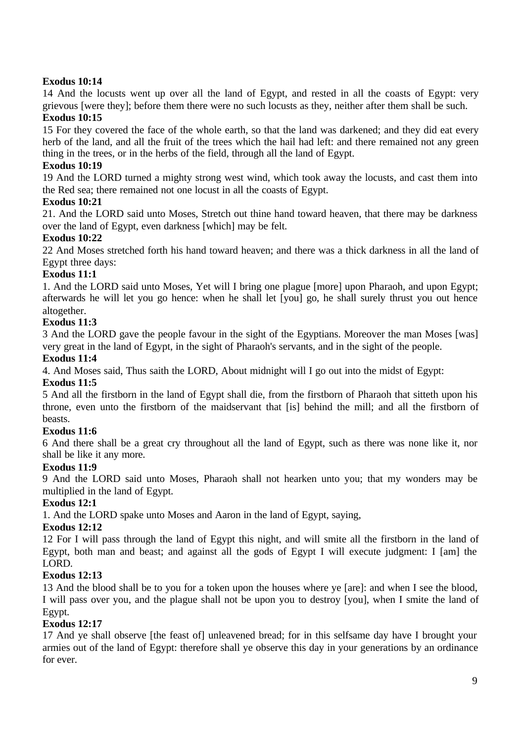**Exodus 10:14**

14 And the locusts went up over all the land of Egypt, and rested in all the coasts of Egypt: very grievous [were they]; before them there were no such locusts as they, neither after them shall be such.

**Exodus 10:15**

15 For they covered the face of the whole earth, so that the land was darkened; and they did eat every herb of the land, and all the fruit of the trees which the hail had left: and there remained not any green thing in the trees, or in the herbs of the field, through all the land of Egypt.

**Exodus 10:19**

19 And the LORD turned a mighty strong west wind, which took away the locusts, and cast them into the Red sea; there remained not one locust in all the coasts of Egypt.

**Exodus 10:21**

21. And the LORD said unto Moses, Stretch out thine hand toward heaven, that there may be darkness over the land of Egypt, even darkness [which] may be felt.

**Exodus 10:22**

22 And Moses stretched forth his hand toward heaven; and there was a thick darkness in all the land of Egypt three days:

**Exodus 11:1**

1. And the LORD said unto Moses, Yet will I bring one plague [more] upon Pharaoh, and upon Egypt; afterwards he will let you go hence: when he shall let [you] go, he shall surely thrust you out hence altogether.

**Exodus 11:3**

3 And the LORD gave the people favour in the sight of the Egyptians. Moreover the man Moses [was] very great in the land of Egypt, in the sight of Pharaoh's servants, and in the sight of the people.

**Exodus 11:4**

4. And Moses said, Thus saith the LORD, About midnight will I go out into the midst of Egypt:

**Exodus 11:5**

5 And all the firstborn in the land of Egypt shall die, from the firstborn of Pharaoh that sitteth upon his throne, even unto the firstborn of the maidservant that [is] behind the mill; and all the firstborn of beasts.

**Exodus 11:6**

6 And there shall be a great cry throughout all the land of Egypt, such as there was none like it, nor shall be like it any more.

**Exodus 11:9**

9 And the LORD said unto Moses, Pharaoh shall not hearken unto you; that my wonders may be multiplied in the land of Egypt.

**Exodus 12:1**

1. And the LORD spake unto Moses and Aaron in the land of Egypt, saying,

**Exodus 12:12**

12 For I will pass through the land of Egypt this night, and will smite all the firstborn in the land of Egypt, both man and beast; and against all the gods of Egypt I will execute judgment: I [am] the LORD.

**Exodus 12:13**

13 And the blood shall be to you for a token upon the houses where ye [are]: and when I see the blood, I will pass over you, and the plague shall not be upon you to destroy [you], when I smite the land of Egypt.

**Exodus 12:17**

17 And ye shall observe [the feast of] unleavened bread; for in this selfsame day have I brought your armies out of the land of Egypt: therefore shall ye observe this day in your generations by an ordinance for ever.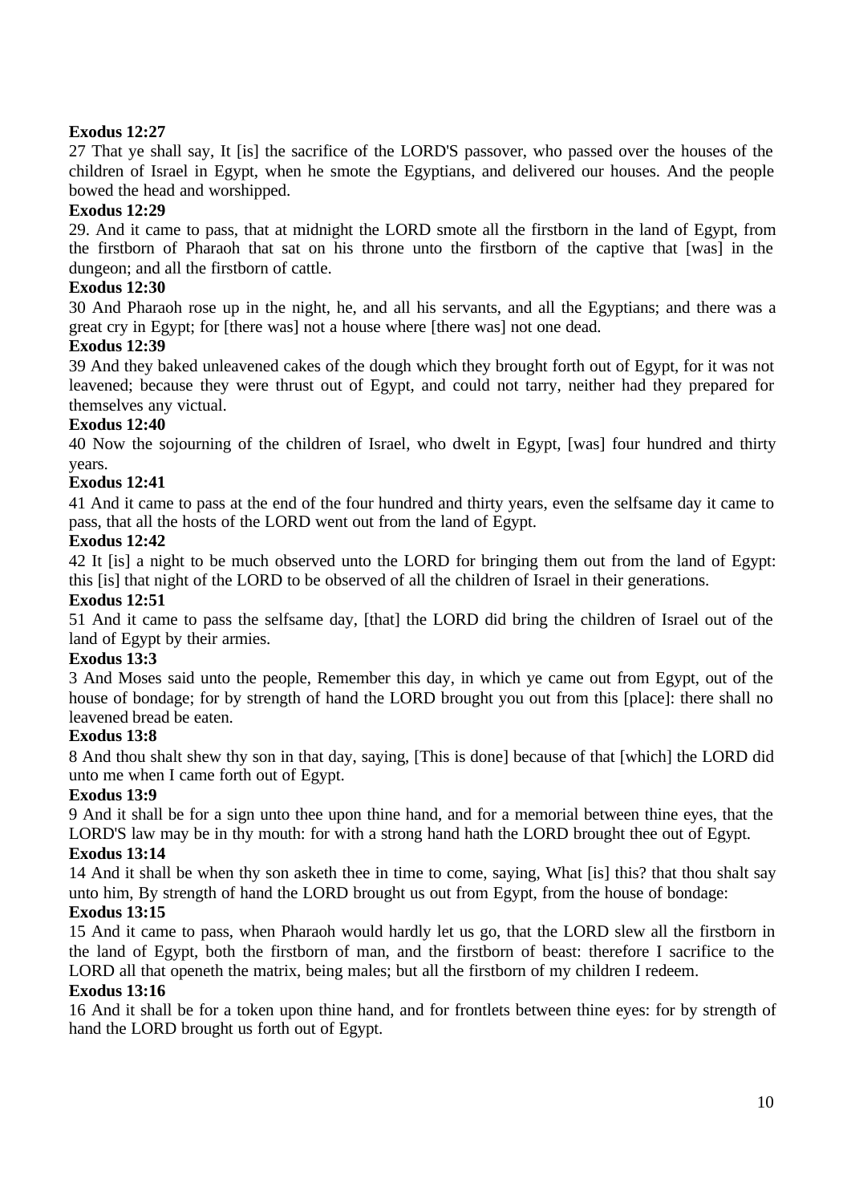**Exodus 12:27**

27 That ye shall say, It [is] the sacrifice of the LORD'S passover, who passed over the houses of the children of Israel in Egypt, when he smote the Egyptians, and delivered our houses. And the people bowed the head and worshipped.

**Exodus 12:29**

29. And it came to pass, that at midnight the LORD smote all the firstborn in the land of Egypt, from the firstborn of Pharaoh that sat on his throne unto the firstborn of the captive that [was] in the dungeon; and all the firstborn of cattle.

**Exodus 12:30**

30 And Pharaoh rose up in the night, he, and all his servants, and all the Egyptians; and there was a great cry in Egypt; for [there was] not a house where [there was] not one dead.

**Exodus 12:39**

39 And they baked unleavened cakes of the dough which they brought forth out of Egypt, for it was not leavened; because they were thrust out of Egypt, and could not tarry, neither had they prepared for themselves any victual.

**Exodus 12:40**

40 Now the sojourning of the children of Israel, who dwelt in Egypt, [was] four hundred and thirty years.

**Exodus 12:41**

41 And it came to pass at the end of the four hundred and thirty years, even the selfsame day it came to pass, that all the hosts of the LORD went out from the land of Egypt.

**Exodus 12:42**

42 It [is] a night to be much observed unto the LORD for bringing them out from the land of Egypt: this [is] that night of the LORD to be observed of all the children of Israel in their generations.

**Exodus 12:51**

51 And it came to pass the selfsame day, [that] the LORD did bring the children of Israel out of the land of Egypt by their armies.

**Exodus 13:3**

3 And Moses said unto the people, Remember this day, in which ye came out from Egypt, out of the house of bondage; for by strength of hand the LORD brought you out from this [place]: there shall no leavened bread be eaten.

**Exodus 13:8**

8 And thou shalt shew thy son in that day, saying, [This is done] because of that [which] the LORD did unto me when I came forth out of Egypt.

**Exodus 13:9**

9 And it shall be for a sign unto thee upon thine hand, and for a memorial between thine eyes, that the LORD'S law may be in thy mouth: for with a strong hand hath the LORD brought thee out of Egypt.

**Exodus 13:14**

14 And it shall be when thy son asketh thee in time to come, saying, What [is] this? that thou shalt say unto him, By strength of hand the LORD brought us out from Egypt, from the house of bondage:

**Exodus 13:15**

15 And it came to pass, when Pharaoh would hardly let us go, that the LORD slew all the firstborn in the land of Egypt, both the firstborn of man, and the firstborn of beast: therefore I sacrifice to the LORD all that openeth the matrix, being males; but all the firstborn of my children I redeem.

**Exodus 13:16**

16 And it shall be for a token upon thine hand, and for frontlets between thine eyes: for by strength of hand the LORD brought us forth out of Egypt.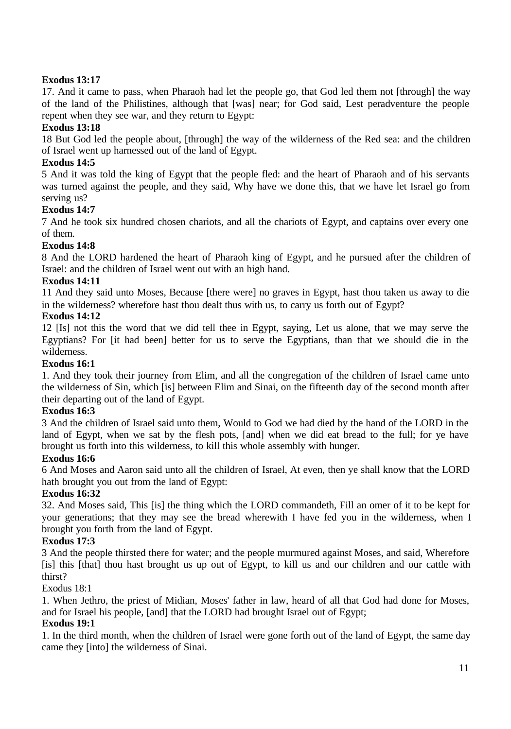**Exodus 13:17**

17. And it came to pass, when Pharaoh had let the people go, that God led them not [through] the way of the land of the Philistines, although that [was] near; for God said, Lest peradventure the people repent when they see war, and they return to Egypt:

**Exodus 13:18**

18 But God led the people about, [through] the way of the wilderness of the Red sea: and the children of Israel went up harnessed out of the land of Egypt.

**Exodus 14:5**

5 And it was told the king of Egypt that the people fled: and the heart of Pharaoh and of his servants was turned against the people, and they said, Why have we done this, that we have let Israel go from serving us?

**Exodus 14:7**

7 And he took six hundred chosen chariots, and all the chariots of Egypt, and captains over every one of them.

**Exodus 14:8**

8 And the LORD hardened the heart of Pharaoh king of Egypt, and he pursued after the children of Israel: and the children of Israel went out with an high hand.

**Exodus 14:11**

11 And they said unto Moses, Because [there were] no graves in Egypt, hast thou taken us away to die in the wilderness? wherefore hast thou dealt thus with us, to carry us forth out of Egypt?

**Exodus 14:12**

12 [Is] not this the word that we did tell thee in Egypt, saying, Let us alone, that we may serve the Egyptians? For [it had been] better for us to serve the Egyptians, than that we should die in the wilderness.

**Exodus 16:1**

1. And they took their journey from Elim, and all the congregation of the children of Israel came unto the wilderness of Sin, which [is] between Elim and Sinai, on the fifteenth day of the second month after their departing out of the land of Egypt.

**Exodus 16:3**

3 And the children of Israel said unto them, Would to God we had died by the hand of the LORD in the land of Egypt, when we sat by the flesh pots, [and] when we did eat bread to the full; for ye have brought us forth into this wilderness, to kill this whole assembly with hunger.

**Exodus 16:6**

6 And Moses and Aaron said unto all the children of Israel, At even, then ye shall know that the LORD hath brought you out from the land of Egypt:

**Exodus 16:32**

32. And Moses said, This [is] the thing which the LORD commandeth, Fill an omer of it to be kept for your generations; that they may see the bread wherewith I have fed you in the wilderness, when I brought you forth from the land of Egypt.

**Exodus 17:3**

3 And the people thirsted there for water; and the people murmured against Moses, and said, Wherefore [is] this [that] thou hast brought us up out of Egypt, to kill us and our children and our cattle with thirst?

Exodus 18:1

1. When Jethro, the priest of Midian, Moses' father in law, heard of all that God had done for Moses, and for Israel his people, [and] that the LORD had brought Israel out of Egypt;

**Exodus 19:1**

1. In the third month, when the children of Israel were gone forth out of the land of Egypt, the same day came they [into] the wilderness of Sinai.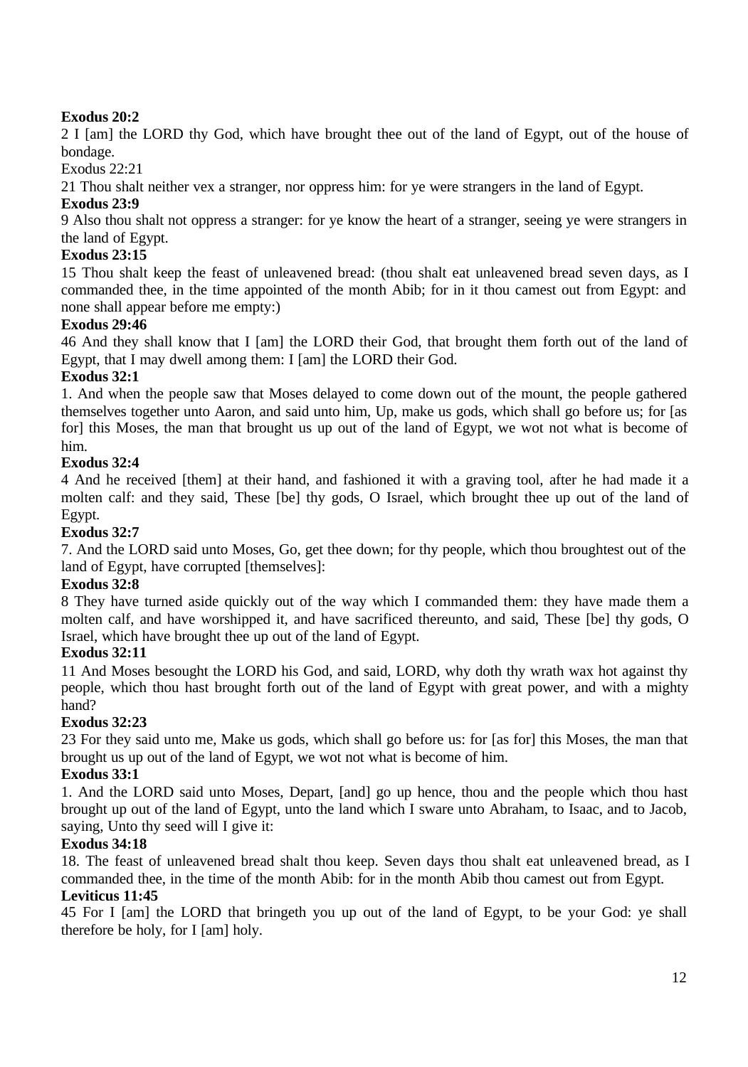**Exodus 20:2**

2 I [am] the LORD thy God, which have brought thee out of the land of Egypt, out of the house of bondage.

Exodus 22:21

21 Thou shalt neither vex a stranger, nor oppress him: for ye were strangers in the land of Egypt.

**Exodus 23:9**

9 Also thou shalt not oppress a stranger: for ye know the heart of a stranger, seeing ye were strangers in the land of Egypt.

**Exodus 23:15**

15 Thou shalt keep the feast of unleavened bread: (thou shalt eat unleavened bread seven days, as I commanded thee, in the time appointed of the month Abib; for in it thou camest out from Egypt: and none shall appear before me empty:)

**Exodus 29:46**

46 And they shall know that I [am] the LORD their God, that brought them forth out of the land of Egypt, that I may dwell among them: I [am] the LORD their God.

**Exodus 32:1**

1. And when the people saw that Moses delayed to come down out of the mount, the people gathered themselves together unto Aaron, and said unto him, Up, make us gods, which shall go before us; for [as for] this Moses, the man that brought us up out of the land of Egypt, we wot not what is become of him.

**Exodus 32:4**

4 And he received [them] at their hand, and fashioned it with a graving tool, after he had made it a molten calf: and they said, These [be] thy gods, O Israel, which brought thee up out of the land of Egypt.

**Exodus 32:7**

7. And the LORD said unto Moses, Go, get thee down; for thy people, which thou broughtest out of the land of Egypt, have corrupted [themselves]:

**Exodus 32:8**

8 They have turned aside quickly out of the way which I commanded them: they have made them a molten calf, and have worshipped it, and have sacrificed thereunto, and said, These [be] thy gods, O Israel, which have brought thee up out of the land of Egypt.

**Exodus 32:11**

11 And Moses besought the LORD his God, and said, LORD, why doth thy wrath wax hot against thy people, which thou hast brought forth out of the land of Egypt with great power, and with a mighty hand?

**Exodus 32:23**

23 For they said unto me, Make us gods, which shall go before us: for [as for] this Moses, the man that brought us up out of the land of Egypt, we wot not what is become of him.

**Exodus 33:1**

1. And the LORD said unto Moses, Depart, [and] go up hence, thou and the people which thou hast brought up out of the land of Egypt, unto the land which I sware unto Abraham, to Isaac, and to Jacob, saying, Unto thy seed will I give it:

**Exodus 34:18**

18. The feast of unleavened bread shalt thou keep. Seven days thou shalt eat unleavened bread, as I commanded thee, in the time of the month Abib: for in the month Abib thou camest out from Egypt.

**Leviticus 11:45**

45 For I [am] the LORD that bringeth you up out of the land of Egypt, to be your God: ye shall therefore be holy, for I [am] holy.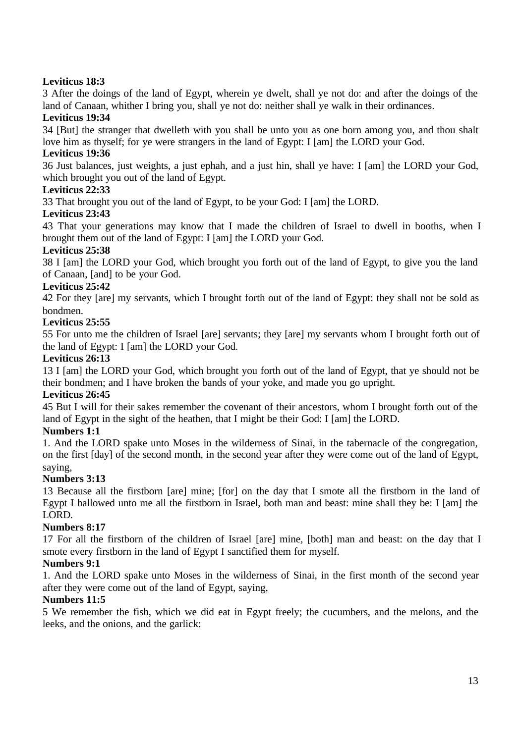**Leviticus 18:3**

3 After the doings of the land of Egypt, wherein ye dwelt, shall ye not do: and after the doings of the land of Canaan, whither I bring you, shall ye not do: neither shall ye walk in their ordinances.

**Leviticus 19:34**

34 [But] the stranger that dwelleth with you shall be unto you as one born among you, and thou shalt love him as thyself; for ye were strangers in the land of Egypt: I [am] the LORD your God.

**Leviticus 19:36**

36 Just balances, just weights, a just ephah, and a just hin, shall ye have: I [am] the LORD your God, which brought you out of the land of Egypt.

**Leviticus 22:33**

33 That brought you out of the land of Egypt, to be your God: I [am] the LORD.

**Leviticus 23:43**

43 That your generations may know that I made the children of Israel to dwell in booths, when I brought them out of the land of Egypt: I [am] the LORD your God.

**Leviticus 25:38**

38 I [am] the LORD your God, which brought you forth out of the land of Egypt, to give you the land of Canaan, [and] to be your God.

**Leviticus 25:42**

42 For they [are] my servants, which I brought forth out of the land of Egypt: they shall not be sold as bondmen.

**Leviticus 25:55**

55 For unto me the children of Israel [are] servants; they [are] my servants whom I brought forth out of the land of Egypt: I [am] the LORD your God.

**Leviticus 26:13**

13 I [am] the LORD your God, which brought you forth out of the land of Egypt, that ye should not be their bondmen; and I have broken the bands of your yoke, and made you go upright.

**Leviticus 26:45**

45 But I will for their sakes remember the covenant of their ancestors, whom I brought forth out of the land of Egypt in the sight of the heathen, that I might be their God: I [am] the LORD.

**Numbers 1:1**

1. And the LORD spake unto Moses in the wilderness of Sinai, in the tabernacle of the congregation, on the first [day] of the second month, in the second year after they were come out of the land of Egypt, saying,

**Numbers 3:13**

13 Because all the firstborn [are] mine; [for] on the day that I smote all the firstborn in the land of Egypt I hallowed unto me all the firstborn in Israel, both man and beast: mine shall they be: I [am] the LORD.

**Numbers 8:17**

17 For all the firstborn of the children of Israel [are] mine, [both] man and beast: on the day that I smote every firstborn in the land of Egypt I sanctified them for myself.

**Numbers 9:1**

1. And the LORD spake unto Moses in the wilderness of Sinai, in the first month of the second year after they were come out of the land of Egypt, saying,

**Numbers 11:5**

5 We remember the fish, which we did eat in Egypt freely; the cucumbers, and the melons, and the leeks, and the onions, and the garlick: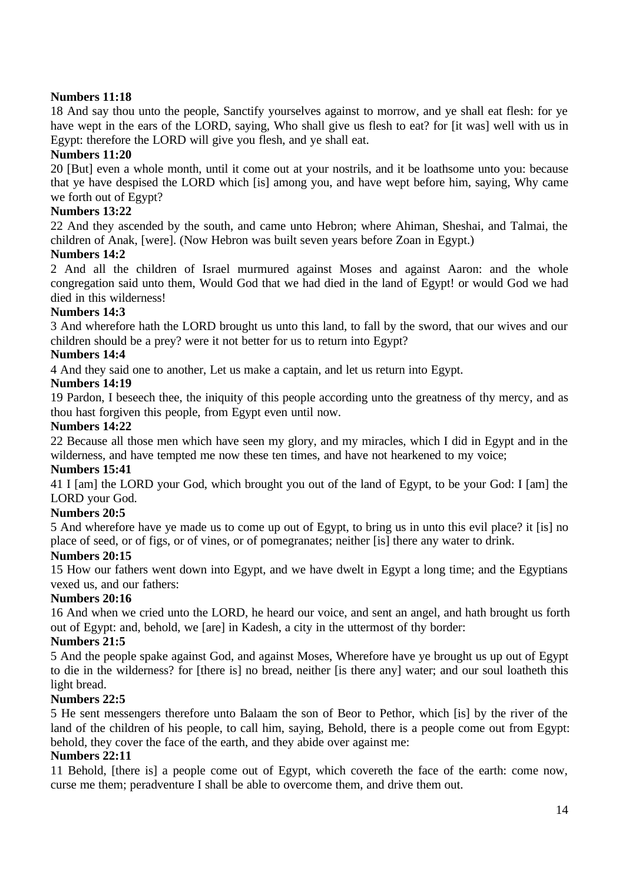**Numbers 11:18**

18 And say thou unto the people, Sanctify yourselves against to morrow, and ye shall eat flesh: for ye have wept in the ears of the LORD, saying, Who shall give us flesh to eat? for [it was] well with us in Egypt: therefore the LORD will give you flesh, and ye shall eat.

**Numbers 11:20**

20 [But] even a whole month, until it come out at your nostrils, and it be loathsome unto you: because that ye have despised the LORD which [is] among you, and have wept before him, saying, Why came we forth out of Egypt?

**Numbers 13:22**

22 And they ascended by the south, and came unto Hebron; where Ahiman, Sheshai, and Talmai, the children of Anak, [were]. (Now Hebron was built seven years before Zoan in Egypt.)

**Numbers 14:2**

2 And all the children of Israel murmured against Moses and against Aaron: and the whole congregation said unto them, Would God that we had died in the land of Egypt! or would God we had died in this wilderness!

**Numbers 14:3**

3 And wherefore hath the LORD brought us unto this land, to fall by the sword, that our wives and our children should be a prey? were it not better for us to return into Egypt?

**Numbers 14:4**

4 And they said one to another, Let us make a captain, and let us return into Egypt.

**Numbers 14:19**

19 Pardon, I beseech thee, the iniquity of this people according unto the greatness of thy mercy, and as thou hast forgiven this people, from Egypt even until now.

**Numbers 14:22**

22 Because all those men which have seen my glory, and my miracles, which I did in Egypt and in the wilderness, and have tempted me now these ten times, and have not hearkened to my voice;

**Numbers 15:41**

41 I [am] the LORD your God, which brought you out of the land of Egypt, to be your God: I [am] the LORD your God.

**Numbers 20:5**

5 And wherefore have ye made us to come up out of Egypt, to bring us in unto this evil place? it [is] no place of seed, or of figs, or of vines, or of pomegranates; neither [is] there any water to drink.

**Numbers 20:15**

15 How our fathers went down into Egypt, and we have dwelt in Egypt a long time; and the Egyptians vexed us, and our fathers:

**Numbers 20:16**

16 And when we cried unto the LORD, he heard our voice, and sent an angel, and hath brought us forth out of Egypt: and, behold, we [are] in Kadesh, a city in the uttermost of thy border:

**Numbers 21:5**

5 And the people spake against God, and against Moses, Wherefore have ye brought us up out of Egypt to die in the wilderness? for [there is] no bread, neither [is there any] water; and our soul loatheth this light bread.

**Numbers 22:5**

5 He sent messengers therefore unto Balaam the son of Beor to Pethor, which [is] by the river of the land of the children of his people, to call him, saying, Behold, there is a people come out from Egypt: behold, they cover the face of the earth, and they abide over against me:

**Numbers 22:11**

11 Behold, [there is] a people come out of Egypt, which covereth the face of the earth: come now, curse me them; peradventure I shall be able to overcome them, and drive them out.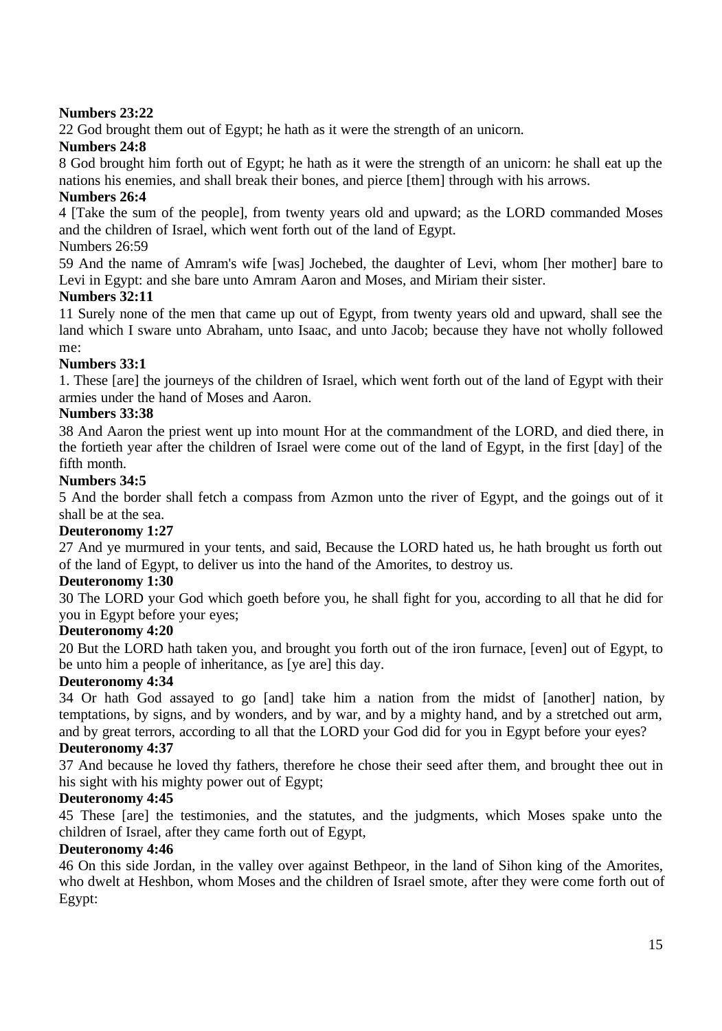**Numbers 23:22**

22 God brought them out of Egypt; he hath as it were the strength of an unicorn.

**Numbers 24:8**

8 God brought him forth out of Egypt; he hath as it were the strength of an unicorn: he shall eat up the nations his enemies, and shall break their bones, and pierce [them] through with his arrows.

**Numbers 26:4**

4 [Take the sum of the people], from twenty years old and upward; as the LORD commanded Moses and the children of Israel, which went forth out of the land of Egypt.

Numbers 26:59

59 And the name of Amram's wife [was] Jochebed, the daughter of Levi, whom [her mother] bare to Levi in Egypt: and she bare unto Amram Aaron and Moses, and Miriam their sister.

**Numbers 32:11**

11 Surely none of the men that came up out of Egypt, from twenty years old and upward, shall see the land which I sware unto Abraham, unto Isaac, and unto Jacob; because they have not wholly followed me:

**Numbers 33:1**

1. These [are] the journeys of the children of Israel, which went forth out of the land of Egypt with their armies under the hand of Moses and Aaron.

**Numbers 33:38**

38 And Aaron the priest went up into mount Hor at the commandment of the LORD, and died there, in the fortieth year after the children of Israel were come out of the land of Egypt, in the first [day] of the fifth month.

**Numbers 34:5**

5 And the border shall fetch a compass from Azmon unto the river of Egypt, and the goings out of it shall be at the sea.

**Deuteronomy 1:27**

27 And ye murmured in your tents, and said, Because the LORD hated us, he hath brought us forth out of the land of Egypt, to deliver us into the hand of the Amorites, to destroy us.

**Deuteronomy 1:30**

30 The LORD your God which goeth before you, he shall fight for you, according to all that he did for you in Egypt before your eyes;

**Deuteronomy 4:20**

20 But the LORD hath taken you, and brought you forth out of the iron furnace, [even] out of Egypt, to be unto him a people of inheritance, as [ye are] this day.

**Deuteronomy 4:34**

34 Or hath God assayed to go [and] take him a nation from the midst of [another] nation, by temptations, by signs, and by wonders, and by war, and by a mighty hand, and by a stretched out arm, and by great terrors, according to all that the LORD your God did for you in Egypt before your eyes?

**Deuteronomy 4:37**

37 And because he loved thy fathers, therefore he chose their seed after them, and brought thee out in his sight with his mighty power out of Egypt;

**Deuteronomy 4:45**

45 These [are] the testimonies, and the statutes, and the judgments, which Moses spake unto the children of Israel, after they came forth out of Egypt,

**Deuteronomy 4:46**

46 On this side Jordan, in the valley over against Bethpeor, in the land of Sihon king of the Amorites, who dwelt at Heshbon, whom Moses and the children of Israel smote, after they were come forth out of Egypt: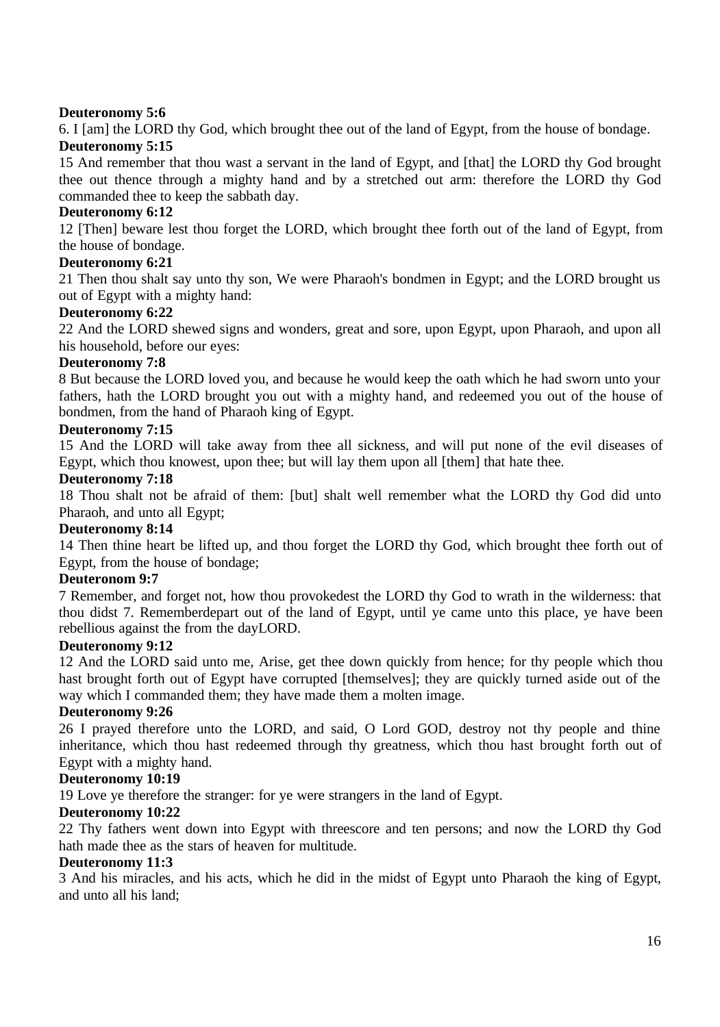**Deuteronomy 5:6**

6. I [am] the LORD thy God, which brought thee out of the land of Egypt, from the house of bondage.

**Deuteronomy 5:15**

15 And remember that thou wast a servant in the land of Egypt, and [that] the LORD thy God brought thee out thence through a mighty hand and by a stretched out arm: therefore the LORD thy God commanded thee to keep the sabbath day.

**Deuteronomy 6:12**

12 [Then] beware lest thou forget the LORD, which brought thee forth out of the land of Egypt, from the house of bondage.

**Deuteronomy 6:21**

21 Then thou shalt say unto thy son, We were Pharaoh's bondmen in Egypt; and the LORD brought us out of Egypt with a mighty hand:

**Deuteronomy 6:22**

22 And the LORD shewed signs and wonders, great and sore, upon Egypt, upon Pharaoh, and upon all his household, before our eyes:

**Deuteronomy 7:8**

8 But because the LORD loved you, and because he would keep the oath which he had sworn unto your fathers, hath the LORD brought you out with a mighty hand, and redeemed you out of the house of bondmen, from the hand of Pharaoh king of Egypt.

**Deuteronomy 7:15**

15 And the LORD will take away from thee all sickness, and will put none of the evil diseases of Egypt, which thou knowest, upon thee; but will lay them upon all [them] that hate thee.

**Deuteronomy 7:18**

18 Thou shalt not be afraid of them: [but] shalt well remember what the LORD thy God did unto Pharaoh, and unto all Egypt;

**Deuteronomy 8:14**

14 Then thine heart be lifted up, and thou forget the LORD thy God, which brought thee forth out of Egypt, from the house of bondage;

**Deuteronom 9:7**

7 Remember, and forget not, how thou provokedest the LORD thy God to wrath in the wilderness: that thou didst 7. Rememberdepart out of the land of Egypt, until ye came unto this place, ye have been rebellious against the from the dayLORD.

**Deuteronomy 9:12**

12 And the LORD said unto me, Arise, get thee down quickly from hence; for thy people which thou hast brought forth out of Egypt have corrupted [themselves]; they are quickly turned aside out of the way which I commanded them; they have made them a molten image.

**Deuteronomy 9:26**

26 I prayed therefore unto the LORD, and said, O Lord GOD, destroy not thy people and thine inheritance, which thou hast redeemed through thy greatness, which thou hast brought forth out of Egypt with a mighty hand.

**Deuteronomy 10:19**

19 Love ye therefore the stranger: for ye were strangers in the land of Egypt.

**Deuteronomy 10:22**

22 Thy fathers went down into Egypt with threescore and ten persons; and now the LORD thy God hath made thee as the stars of heaven for multitude.

**Deuteronomy 11:3**

3 And his miracles, and his acts, which he did in the midst of Egypt unto Pharaoh the king of Egypt, and unto all his land;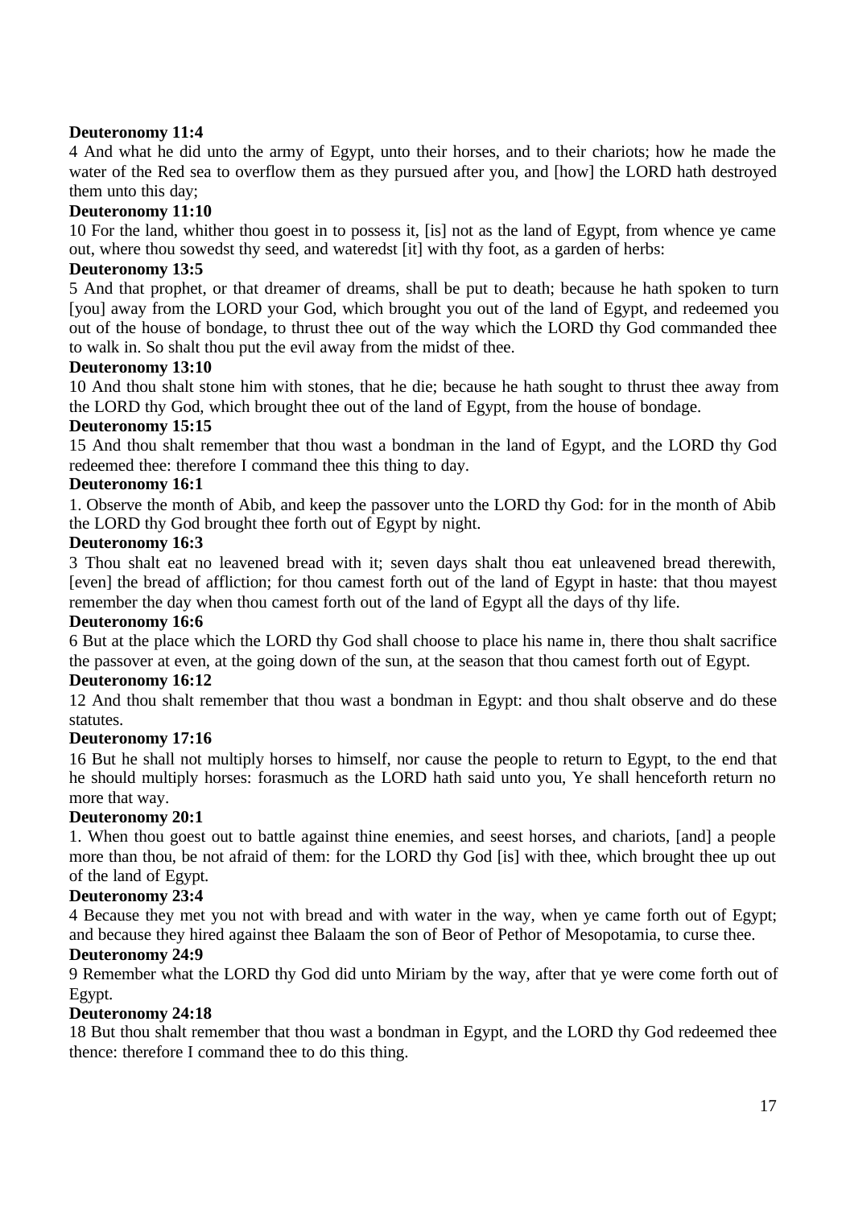**Deuteronomy 11:4**

4 And what he did unto the army of Egypt, unto their horses, and to their chariots; how he made the water of the Red sea to overflow them as they pursued after you, and [how] the LORD hath destroyed them unto this day;

**Deuteronomy 11:10**

10 For the land, whither thou goest in to possess it, [is] not as the land of Egypt, from whence ye came out, where thou sowedst thy seed, and wateredst [it] with thy foot, as a garden of herbs:

**Deuteronomy 13:5**

5 And that prophet, or that dreamer of dreams, shall be put to death; because he hath spoken to turn [you] away from the LORD your God, which brought you out of the land of Egypt, and redeemed you out of the house of bondage, to thrust thee out of the way which the LORD thy God commanded thee to walk in. So shalt thou put the evil away from the midst of thee.

**Deuteronomy 13:10**

10 And thou shalt stone him with stones, that he die; because he hath sought to thrust thee away from the LORD thy God, which brought thee out of the land of Egypt, from the house of bondage.

**Deuteronomy 15:15**

15 And thou shalt remember that thou wast a bondman in the land of Egypt, and the LORD thy God redeemed thee: therefore I command thee this thing to day.

**Deuteronomy 16:1**

1. Observe the month of Abib, and keep the passover unto the LORD thy God: for in the month of Abib the LORD thy God brought thee forth out of Egypt by night.

**Deuteronomy 16:3**

3 Thou shalt eat no leavened bread with it; seven days shalt thou eat unleavened bread therewith, [even] the bread of affliction; for thou camest forth out of the land of Egypt in haste: that thou mayest remember the day when thou camest forth out of the land of Egypt all the days of thy life.

**Deuteronomy 16:6**

6 But at the place which the LORD thy God shall choose to place his name in, there thou shalt sacrifice the passover at even, at the going down of the sun, at the season that thou camest forth out of Egypt.

**Deuteronomy 16:12**

12 And thou shalt remember that thou wast a bondman in Egypt: and thou shalt observe and do these statutes.

**Deuteronomy 17:16**

16 But he shall not multiply horses to himself, nor cause the people to return to Egypt, to the end that he should multiply horses: forasmuch as the LORD hath said unto you, Ye shall henceforth return no more that way.

**Deuteronomy 20:1**

1. When thou goest out to battle against thine enemies, and seest horses, and chariots, [and] a people more than thou, be not afraid of them: for the LORD thy God [is] with thee, which brought thee up out of the land of Egypt.

**Deuteronomy 23:4**

4 Because they met you not with bread and with water in the way, when ye came forth out of Egypt; and because they hired against thee Balaam the son of Beor of Pethor of Mesopotamia, to curse thee.

**Deuteronomy 24:9**

9 Remember what the LORD thy God did unto Miriam by the way, after that ye were come forth out of Egypt.

**Deuteronomy 24:18**

18 But thou shalt remember that thou wast a bondman in Egypt, and the LORD thy God redeemed thee thence: therefore I command thee to do this thing.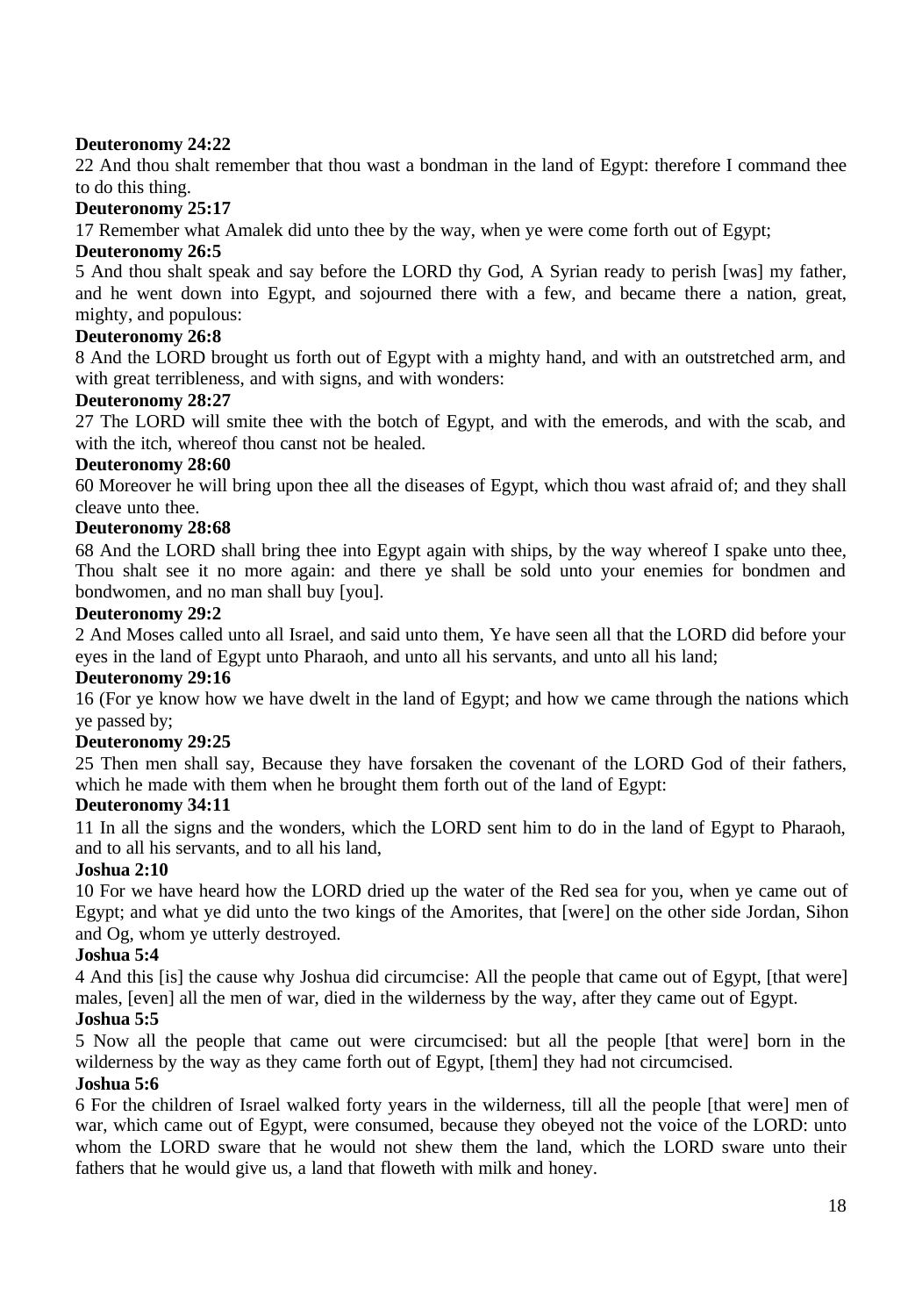**Deuteronomy 24:22**

22 And thou shalt remember that thou wast a bondman in the land of Egypt: therefore I command thee to do this thing.

**Deuteronomy 25:17**

17 Remember what Amalek did unto thee by the way, when ye were come forth out of Egypt;

**Deuteronomy 26:5**

5 And thou shalt speak and say before the LORD thy God, A Syrian ready to perish [was] my father, and he went down into Egypt, and sojourned there with a few, and became there a nation, great, mighty, and populous:

**Deuteronomy 26:8**

8 And the LORD brought us forth out of Egypt with a mighty hand, and with an outstretched arm, and with great terribleness, and with signs, and with wonders:

**Deuteronomy 28:27**

27 The LORD will smite thee with the botch of Egypt, and with the emerods, and with the scab, and with the itch, whereof thou canst not be healed.

**Deuteronomy 28:60**

60 Moreover he will bring upon thee all the diseases of Egypt, which thou wast afraid of; and they shall cleave unto thee.

**Deuteronomy 28:68**

68 And the LORD shall bring thee into Egypt again with ships, by the way whereof I spake unto thee, Thou shalt see it no more again: and there ye shall be sold unto your enemies for bondmen and bondwomen, and no man shall buy [you].

**Deuteronomy 29:2**

2 And Moses called unto all Israel, and said unto them, Ye have seen all that the LORD did before your eyes in the land of Egypt unto Pharaoh, and unto all his servants, and unto all his land;

**Deuteronomy 29:16**

16 (For ye know how we have dwelt in the land of Egypt; and how we came through the nations which ye passed by;

**Deuteronomy 29:25**

25 Then men shall say, Because they have forsaken the covenant of the LORD God of their fathers, which he made with them when he brought them forth out of the land of Egypt:

**Deuteronomy 34:11**

11 In all the signs and the wonders, which the LORD sent him to do in the land of Egypt to Pharaoh, and to all his servants, and to all his land,

**Joshua 2:10**

10 For we have heard how the LORD dried up the water of the Red sea for you, when ye came out of Egypt; and what ye did unto the two kings of the Amorites, that [were] on the other side Jordan, Sihon and Og, whom ye utterly destroyed.

**Joshua 5:4**

4 And this [is] the cause why Joshua did circumcise: All the people that came out of Egypt, [that were] males, [even] all the men of war, died in the wilderness by the way, after they came out of Egypt.

**Joshua 5:5**

5 Now all the people that came out were circumcised: but all the people [that were] born in the wilderness by the way as they came forth out of Egypt, [them] they had not circumcised.

**Joshua 5:6**

6 For the children of Israel walked forty years in the wilderness, till all the people [that were] men of war, which came out of Egypt, were consumed, because they obeyed not the voice of the LORD: unto whom the LORD sware that he would not shew them the land, which the LORD sware unto their fathers that he would give us, a land that floweth with milk and honey.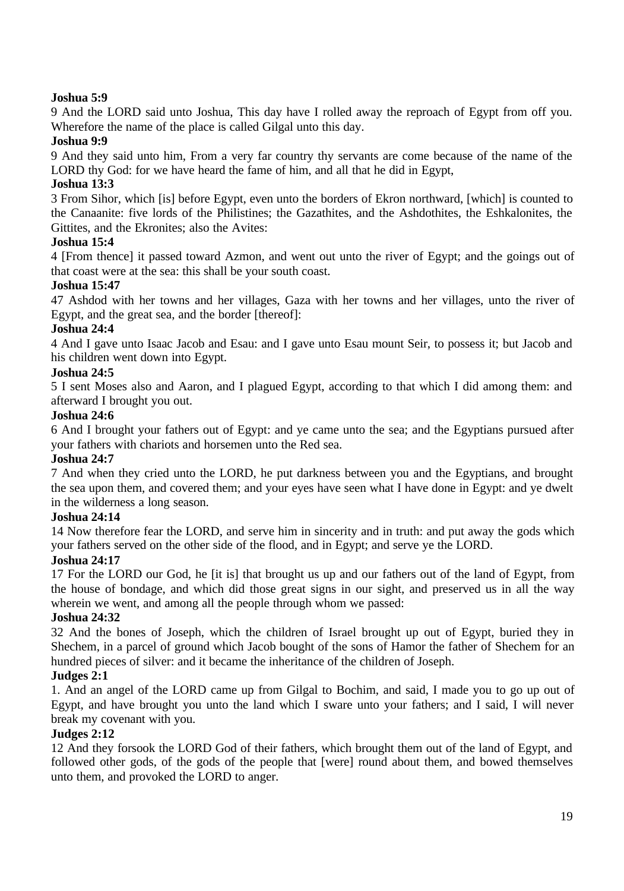**Joshua 5:9**

9 And the LORD said unto Joshua, This day have I rolled away the reproach of Egypt from off you. Wherefore the name of the place is called Gilgal unto this day.

**Joshua 9:9**

9 And they said unto him, From a very far country thy servants are come because of the name of the LORD thy God: for we have heard the fame of him, and all that he did in Egypt,

**Joshua 13:3**

3 From Sihor, which [is] before Egypt, even unto the borders of Ekron northward, [which] is counted to the Canaanite: five lords of the Philistines; the Gazathites, and the Ashdothites, the Eshkalonites, the Gittites, and the Ekronites; also the Avites:

**Joshua 15:4**

4 [From thence] it passed toward Azmon, and went out unto the river of Egypt; and the goings out of that coast were at the sea: this shall be your south coast.

**Joshua 15:47**

47 Ashdod with her towns and her villages, Gaza with her towns and her villages, unto the river of Egypt, and the great sea, and the border [thereof]:

**Joshua 24:4**

4 And I gave unto Isaac Jacob and Esau: and I gave unto Esau mount Seir, to possess it; but Jacob and his children went down into Egypt.

**Joshua 24:5**

5 I sent Moses also and Aaron, and I plagued Egypt, according to that which I did among them: and afterward I brought you out.

**Joshua 24:6**

6 And I brought your fathers out of Egypt: and ye came unto the sea; and the Egyptians pursued after your fathers with chariots and horsemen unto the Red sea.

**Joshua 24:7**

7 And when they cried unto the LORD, he put darkness between you and the Egyptians, and brought the sea upon them, and covered them; and your eyes have seen what I have done in Egypt: and ye dwelt in the wilderness a long season.

**Joshua 24:14**

14 Now therefore fear the LORD, and serve him in sincerity and in truth: and put away the gods which your fathers served on the other side of the flood, and in Egypt; and serve ye the LORD.

**Joshua 24:17**

17 For the LORD our God, he [it is] that brought us up and our fathers out of the land of Egypt, from the house of bondage, and which did those great signs in our sight, and preserved us in all the way wherein we went, and among all the people through whom we passed:

**Joshua 24:32**

32 And the bones of Joseph, which the children of Israel brought up out of Egypt, buried they in Shechem, in a parcel of ground which Jacob bought of the sons of Hamor the father of Shechem for an hundred pieces of silver: and it became the inheritance of the children of Joseph.

**Judges 2:1**

1. And an angel of the LORD came up from Gilgal to Bochim, and said, I made you to go up out of Egypt, and have brought you unto the land which I sware unto your fathers; and I said, I will never break my covenant with you.

**Judges 2:12**

12 And they forsook the LORD God of their fathers, which brought them out of the land of Egypt, and followed other gods, of the gods of the people that [were] round about them, and bowed themselves unto them, and provoked the LORD to anger.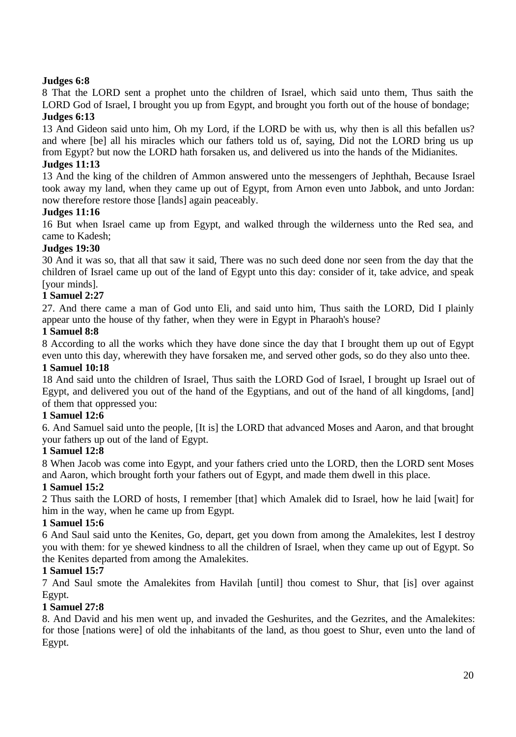**Judges 6:8**

8 That the LORD sent a prophet unto the children of Israel, which said unto them, Thus saith the LORD God of Israel, I brought you up from Egypt, and brought you forth out of the house of bondage;

**Judges 6:13**

13 And Gideon said unto him, Oh my Lord, if the LORD be with us, why then is all this befallen us? and where [be] all his miracles which our fathers told us of, saying, Did not the LORD bring us up from Egypt? but now the LORD hath forsaken us, and delivered us into the hands of the Midianites.

**Judges 11:13**

13 And the king of the children of Ammon answered unto the messengers of Jephthah, Because Israel took away my land, when they came up out of Egypt, from Arnon even unto Jabbok, and unto Jordan: now therefore restore those [lands] again peaceably.

**Judges 11:16**

16 But when Israel came up from Egypt, and walked through the wilderness unto the Red sea, and came to Kadesh;

**Judges 19:30**

30 And it was so, that all that saw it said, There was no such deed done nor seen from the day that the children of Israel came up out of the land of Egypt unto this day: consider of it, take advice, and speak [your minds].

**1 Samuel 2:27**

27. And there came a man of God unto Eli, and said unto him, Thus saith the LORD, Did I plainly appear unto the house of thy father, when they were in Egypt in Pharaoh's house?

**1 Samuel 8:8**

8 According to all the works which they have done since the day that I brought them up out of Egypt even unto this day, wherewith they have forsaken me, and served other gods, so do they also unto thee.

**1 Samuel 10:18**

18 And said unto the children of Israel, Thus saith the LORD God of Israel, I brought up Israel out of Egypt, and delivered you out of the hand of the Egyptians, and out of the hand of all kingdoms, [and] of them that oppressed you:

**1 Samuel 12:6**

6. And Samuel said unto the people, [It is] the LORD that advanced Moses and Aaron, and that brought your fathers up out of the land of Egypt.

**1 Samuel 12:8**

8 When Jacob was come into Egypt, and your fathers cried unto the LORD, then the LORD sent Moses and Aaron, which brought forth your fathers out of Egypt, and made them dwell in this place.

**1 Samuel 15:2**

2 Thus saith the LORD of hosts, I remember [that] which Amalek did to Israel, how he laid [wait] for him in the way, when he came up from Egypt.

**1 Samuel 15:6**

6 And Saul said unto the Kenites, Go, depart, get you down from among the Amalekites, lest I destroy you with them: for ye shewed kindness to all the children of Israel, when they came up out of Egypt. So the Kenites departed from among the Amalekites.

**1 Samuel 15:7**

7 And Saul smote the Amalekites from Havilah [until] thou comest to Shur, that [is] over against Egypt.

**1 Samuel 27:8**

8. And David and his men went up, and invaded the Geshurites, and the Gezrites, and the Amalekites: for those [nations were] of old the inhabitants of the land, as thou goest to Shur, even unto the land of Egypt.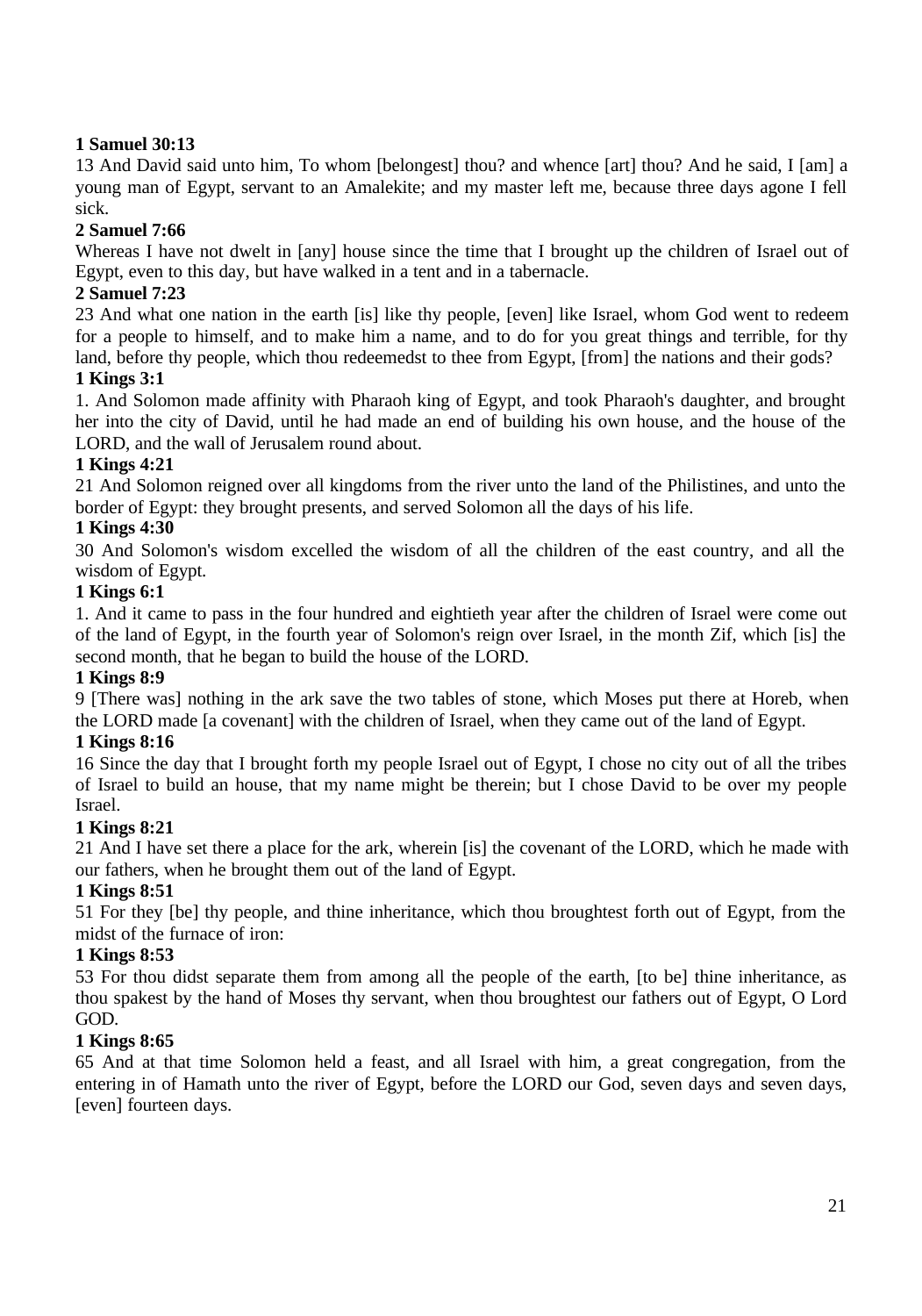**1 Samuel 30:13**

13 And David said unto him, To whom [belongest] thou? and whence [art] thou? And he said, I [am] a young man of Egypt, servant to an Amalekite; and my master left me, because three days agone I fell sick.

**2 Samuel 7:66**

Whereas I have not dwelt in [any] house since the time that I brought up the children of Israel out of Egypt, even to this day, but have walked in a tent and in a tabernacle.

**2 Samuel 7:23**

23 And what one nation in the earth [is] like thy people, [even] like Israel, whom God went to redeem for a people to himself, and to make him a name, and to do for you great things and terrible, for thy land, before thy people, which thou redeemedst to thee from Egypt, [from] the nations and their gods?

**1 Kings 3:1**

1. And Solomon made affinity with Pharaoh king of Egypt, and took Pharaoh's daughter, and brought her into the city of David, until he had made an end of building his own house, and the house of the LORD, and the wall of Jerusalem round about.

**1 Kings 4:21**

21 And Solomon reigned over all kingdoms from the river unto the land of the Philistines, and unto the border of Egypt: they brought presents, and served Solomon all the days of his life.

**1 Kings 4:30**

30 And Solomon's wisdom excelled the wisdom of all the children of the east country, and all the wisdom of Egypt.

**1 Kings 6:1**

1. And it came to pass in the four hundred and eightieth year after the children of Israel were come out of the land of Egypt, in the fourth year of Solomon's reign over Israel, in the month Zif, which [is] the second month, that he began to build the house of the LORD.

**1 Kings 8:9**

9 [There was] nothing in the ark save the two tables of stone, which Moses put there at Horeb, when the LORD made [a covenant] with the children of Israel, when they came out of the land of Egypt.

**1 Kings 8:16**

16 Since the day that I brought forth my people Israel out of Egypt, I chose no city out of all the tribes of Israel to build an house, that my name might be therein; but I chose David to be over my people Israel.

**1 Kings 8:21**

21 And I have set there a place for the ark, wherein [is] the covenant of the LORD, which he made with our fathers, when he brought them out of the land of Egypt.

**1 Kings 8:51**

51 For they [be] thy people, and thine inheritance, which thou broughtest forth out of Egypt, from the midst of the furnace of iron:

**1 Kings 8:53**

53 For thou didst separate them from among all the people of the earth, [to be] thine inheritance, as thou spakest by the hand of Moses thy servant, when thou broughtest our fathers out of Egypt, O Lord GOD.

**1 Kings 8:65**

65 And at that time Solomon held a feast, and all Israel with him, a great congregation, from the entering in of Hamath unto the river of Egypt, before the LORD our God, seven days and seven days, [even] fourteen days.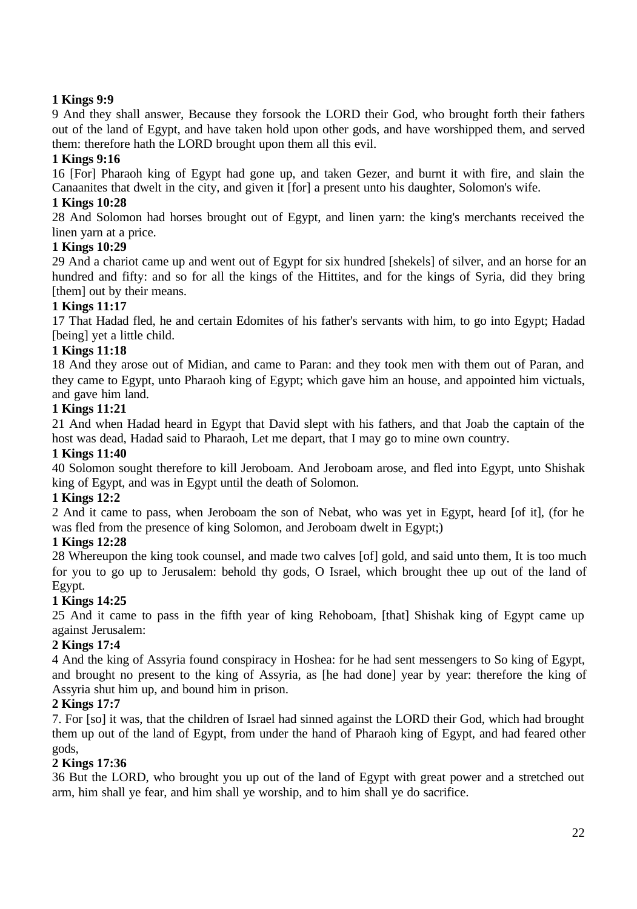**1 Kings 9:9**

9 And they shall answer, Because they forsook the LORD their God, who brought forth their fathers out of the land of Egypt, and have taken hold upon other gods, and have worshipped them, and served them: therefore hath the LORD brought upon them all this evil.

**1 Kings 9:16**

16 [For] Pharaoh king of Egypt had gone up, and taken Gezer, and burnt it with fire, and slain the Canaanites that dwelt in the city, and given it [for] a present unto his daughter, Solomon's wife.

**1 Kings 10:28**

28 And Solomon had horses brought out of Egypt, and linen yarn: the king's merchants received the linen yarn at a price.

**1 Kings 10:29**

29 And a chariot came up and went out of Egypt for six hundred [shekels] of silver, and an horse for an hundred and fifty: and so for all the kings of the Hittites, and for the kings of Syria, did they bring [them] out by their means.

**1 Kings 11:17**

17 That Hadad fled, he and certain Edomites of his father's servants with him, to go into Egypt; Hadad [being] yet a little child.

**1 Kings 11:18**

18 And they arose out of Midian, and came to Paran: and they took men with them out of Paran, and they came to Egypt, unto Pharaoh king of Egypt; which gave him an house, and appointed him victuals, and gave him land.

**1 Kings 11:21**

21 And when Hadad heard in Egypt that David slept with his fathers, and that Joab the captain of the host was dead, Hadad said to Pharaoh, Let me depart, that I may go to mine own country.

**1 Kings 11:40**

40 Solomon sought therefore to kill Jeroboam. And Jeroboam arose, and fled into Egypt, unto Shishak king of Egypt, and was in Egypt until the death of Solomon.

**1 Kings 12:2**

2 And it came to pass, when Jeroboam the son of Nebat, who was yet in Egypt, heard [of it], (for he was fled from the presence of king Solomon, and Jeroboam dwelt in Egypt;)

**1 Kings 12:28**

28 Whereupon the king took counsel, and made two calves [of] gold, and said unto them, It is too much for you to go up to Jerusalem: behold thy gods, O Israel, which brought thee up out of the land of Egypt.

**1 Kings 14:25**

25 And it came to pass in the fifth year of king Rehoboam, [that] Shishak king of Egypt came up against Jerusalem:

**2 Kings 17:4**

4 And the king of Assyria found conspiracy in Hoshea: for he had sent messengers to So king of Egypt, and brought no present to the king of Assyria, as [he had done] year by year: therefore the king of Assyria shut him up, and bound him in prison.

**2 Kings 17:7**

7. For [so] it was, that the children of Israel had sinned against the LORD their God, which had brought them up out of the land of Egypt, from under the hand of Pharaoh king of Egypt, and had feared other gods,

**2 Kings 17:36**

36 But the LORD, who brought you up out of the land of Egypt with great power and a stretched out arm, him shall ye fear, and him shall ye worship, and to him shall ye do sacrifice.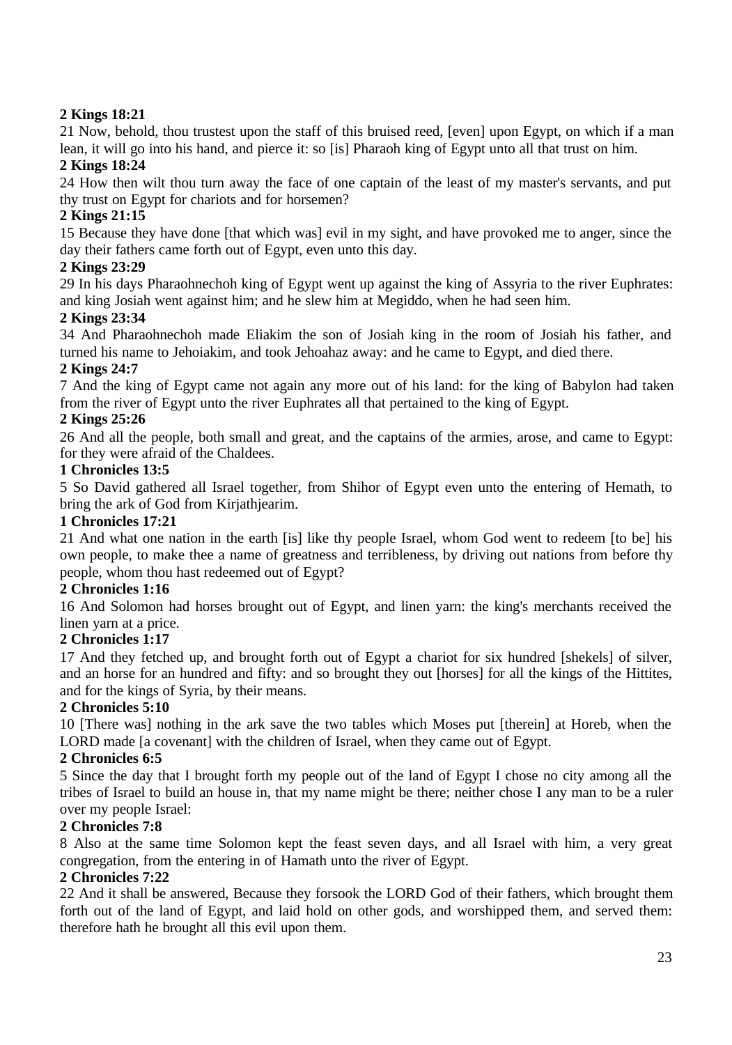**2 Kings 18:21**

21 Now, behold, thou trustest upon the staff of this bruised reed, [even] upon Egypt, on which if a man lean, it will go into his hand, and pierce it: so [is] Pharaoh king of Egypt unto all that trust on him.

**2 Kings 18:24**

24 How then wilt thou turn away the face of one captain of the least of my master's servants, and put thy trust on Egypt for chariots and for horsemen?

**2 Kings 21:15**

15 Because they have done [that which was] evil in my sight, and have provoked me to anger, since the day their fathers came forth out of Egypt, even unto this day.

**2 Kings 23:29**

29 In his days Pharaohnechoh king of Egypt went up against the king of Assyria to the river Euphrates: and king Josiah went against him; and he slew him at Megiddo, when he had seen him.

**2 Kings 23:34**

34 And Pharaohnechoh made Eliakim the son of Josiah king in the room of Josiah his father, and turned his name to Jehoiakim, and took Jehoahaz away: and he came to Egypt, and died there.

**2 Kings 24:7**

7 And the king of Egypt came not again any more out of his land: for the king of Babylon had taken from the river of Egypt unto the river Euphrates all that pertained to the king of Egypt.

**2 Kings 25:26**

26 And all the people, both small and great, and the captains of the armies, arose, and came to Egypt: for they were afraid of the Chaldees.

**1 Chronicles 13:5**

5 So David gathered all Israel together, from Shihor of Egypt even unto the entering of Hemath, to bring the ark of God from Kirjathjearim.

**1 Chronicles 17:21**

21 And what one nation in the earth [is] like thy people Israel, whom God went to redeem [to be] his own people, to make thee a name of greatness and terribleness, by driving out nations from before thy people, whom thou hast redeemed out of Egypt?

**2 Chronicles 1:16**

16 And Solomon had horses brought out of Egypt, and linen yarn: the king's merchants received the linen yarn at a price.

**2 Chronicles 1:17**

17 And they fetched up, and brought forth out of Egypt a chariot for six hundred [shekels] of silver, and an horse for an hundred and fifty: and so brought they out [horses] for all the kings of the Hittites, and for the kings of Syria, by their means.

**2 Chronicles 5:10**

10 [There was] nothing in the ark save the two tables which Moses put [therein] at Horeb, when the LORD made [a covenant] with the children of Israel, when they came out of Egypt.

**2 Chronicles 6:5**

5 Since the day that I brought forth my people out of the land of Egypt I chose no city among all the tribes of Israel to build an house in, that my name might be there; neither chose I any man to be a ruler over my people Israel:

**2 Chronicles 7:8**

8 Also at the same time Solomon kept the feast seven days, and all Israel with him, a very great congregation, from the entering in of Hamath unto the river of Egypt.

**2 Chronicles 7:22**

22 And it shall be answered, Because they forsook the LORD God of their fathers, which brought them forth out of the land of Egypt, and laid hold on other gods, and worshipped them, and served them: therefore hath he brought all this evil upon them.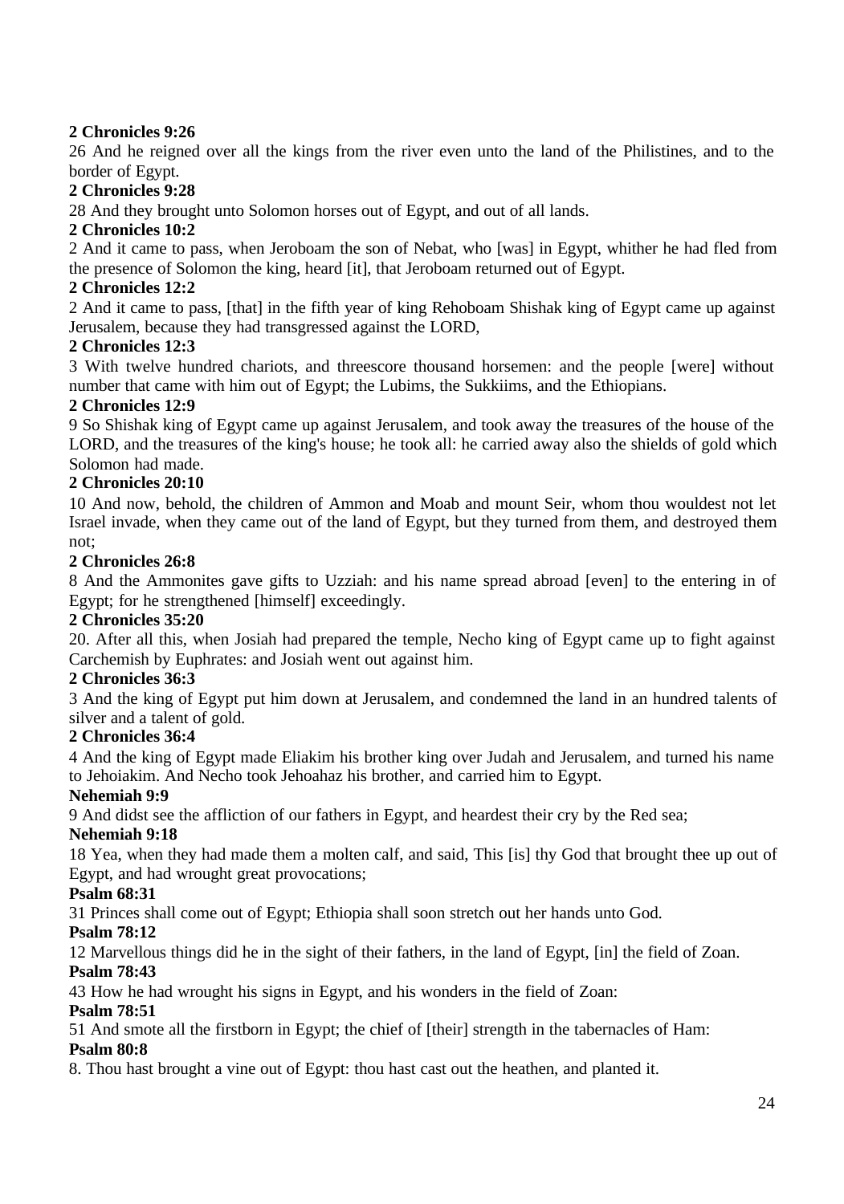**2 Chronicles 9:26**

26 And he reigned over all the kings from the river even unto the land of the Philistines, and to the border of Egypt.

**2 Chronicles 9:28**

28 And they brought unto Solomon horses out of Egypt, and out of all lands.

**2 Chronicles 10:2**

2 And it came to pass, when Jeroboam the son of Nebat, who [was] in Egypt, whither he had fled from the presence of Solomon the king, heard [it], that Jeroboam returned out of Egypt.

**2 Chronicles 12:2**

2 And it came to pass, [that] in the fifth year of king Rehoboam Shishak king of Egypt came up against Jerusalem, because they had transgressed against the LORD,

**2 Chronicles 12:3**

3 With twelve hundred chariots, and threescore thousand horsemen: and the people [were] without number that came with him out of Egypt; the Lubims, the Sukkiims, and the Ethiopians.

**2 Chronicles 12:9**

9 So Shishak king of Egypt came up against Jerusalem, and took away the treasures of the house of the LORD, and the treasures of the king's house; he took all: he carried away also the shields of gold which Solomon had made.

**2 Chronicles 20:10**

10 And now, behold, the children of Ammon and Moab and mount Seir, whom thou wouldest not let Israel invade, when they came out of the land of Egypt, but they turned from them, and destroyed them not;

**2 Chronicles 26:8**

8 And the Ammonites gave gifts to Uzziah: and his name spread abroad [even] to the entering in of Egypt; for he strengthened [himself] exceedingly.

**2 Chronicles 35:20**

20. After all this, when Josiah had prepared the temple, Necho king of Egypt came up to fight against Carchemish by Euphrates: and Josiah went out against him.

**2 Chronicles 36:3**

3 And the king of Egypt put him down at Jerusalem, and condemned the land in an hundred talents of silver and a talent of gold.

**2 Chronicles 36:4**

4 And the king of Egypt made Eliakim his brother king over Judah and Jerusalem, and turned his name to Jehoiakim. And Necho took Jehoahaz his brother, and carried him to Egypt.

**Nehemiah 9:9**

9 And didst see the affliction of our fathers in Egypt, and heardest their cry by the Red sea;

**Nehemiah 9:18**

18 Yea, when they had made them a molten calf, and said, This [is] thy God that brought thee up out of Egypt, and had wrought great provocations;

**Psalm 68:31**

31 Princes shall come out of Egypt; Ethiopia shall soon stretch out her hands unto God.

**Psalm 78:12**

12 Marvellous things did he in the sight of their fathers, in the land of Egypt, [in] the field of Zoan.

**Psalm 78:43**

43 How he had wrought his signs in Egypt, and his wonders in the field of Zoan:

**Psalm 78:51**

51 And smote all the firstborn in Egypt; the chief of [their] strength in the tabernacles of Ham:

**Psalm 80:8**

8. Thou hast brought a vine out of Egypt: thou hast cast out the heathen, and planted it.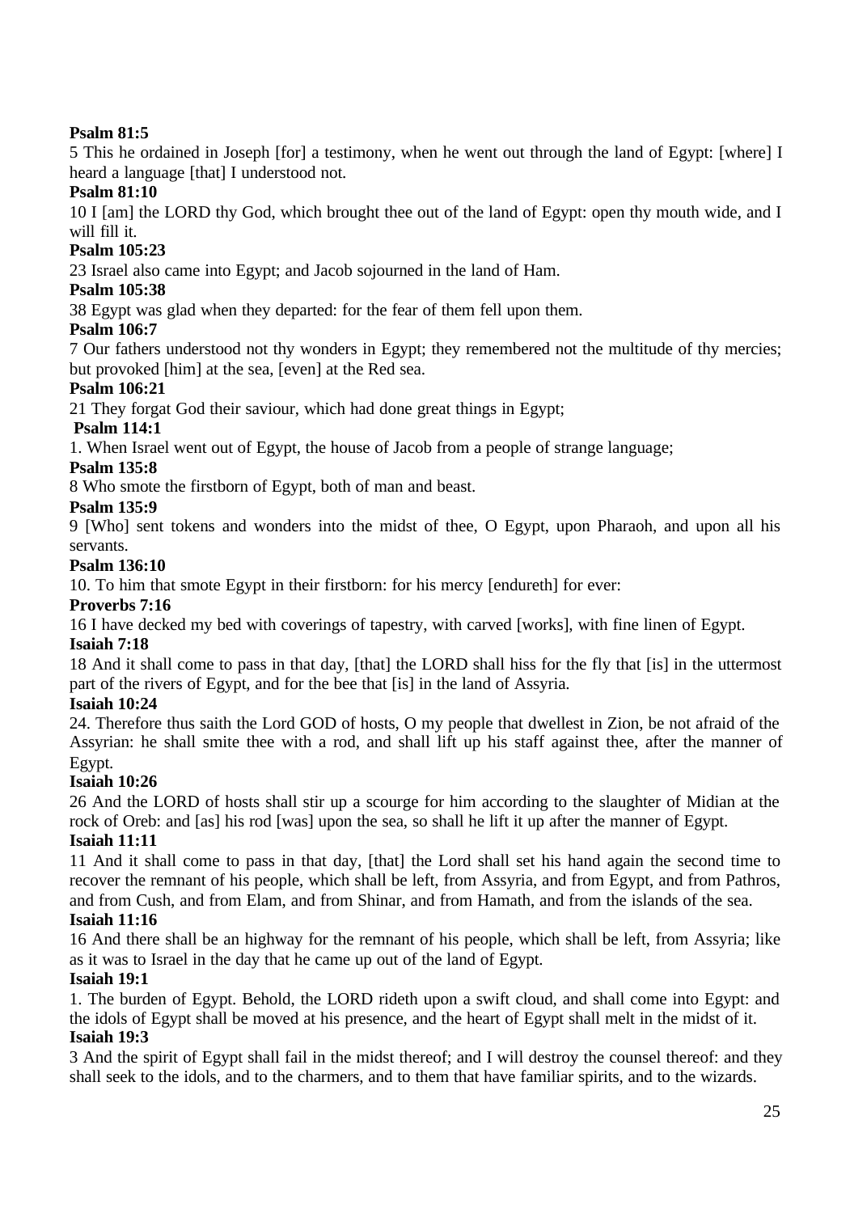**Psalm 81:5**

5 This he ordained in Joseph [for] a testimony, when he went out through the land of Egypt: [where] I heard a language [that] I understood not.

**Psalm 81:10**

10 I [am] the LORD thy God, which brought thee out of the land of Egypt: open thy mouth wide, and I will fill it.

**Psalm 105:23**

23 Israel also came into Egypt; and Jacob sojourned in the land of Ham.

**Psalm 105:38**

38 Egypt was glad when they departed: for the fear of them fell upon them.

**Psalm 106:7**

7 Our fathers understood not thy wonders in Egypt; they remembered not the multitude of thy mercies; but provoked [him] at the sea, [even] at the Red sea.

**Psalm 106:21**

21 They forgat God their saviour, which had done great things in Egypt;

**Psalm 114:1**

1. When Israel went out of Egypt, the house of Jacob from a people of strange language;

**Psalm 135:8**

8 Who smote the firstborn of Egypt, both of man and beast.

**Psalm 135:9**

9 [Who] sent tokens and wonders into the midst of thee, O Egypt, upon Pharaoh, and upon all his servants.

**Psalm 136:10**

10. To him that smote Egypt in their firstborn: for his mercy [endureth] for ever:

**Proverbs 7:16**

16 I have decked my bed with coverings of tapestry, with carved [works], with fine linen of Egypt.

**Isaiah 7:18**

18 And it shall come to pass in that day, [that] the LORD shall hiss for the fly that [is] in the uttermost part of the rivers of Egypt, and for the bee that [is] in the land of Assyria.

**Isaiah 10:24**

24. Therefore thus saith the Lord GOD of hosts, O my people that dwellest in Zion, be not afraid of the Assyrian: he shall smite thee with a rod, and shall lift up his staff against thee, after the manner of Egypt.

**Isaiah 10:26**

26 And the LORD of hosts shall stir up a scourge for him according to the slaughter of Midian at the rock of Oreb: and [as] his rod [was] upon the sea, so shall he lift it up after the manner of Egypt.

**Isaiah 11:11**

11 And it shall come to pass in that day, [that] the Lord shall set his hand again the second time to recover the remnant of his people, which shall be left, from Assyria, and from Egypt, and from Pathros, and from Cush, and from Elam, and from Shinar, and from Hamath, and from the islands of the sea.

**Isaiah 11:16**

16 And there shall be an highway for the remnant of his people, which shall be left, from Assyria; like as it was to Israel in the day that he came up out of the land of Egypt.

**Isaiah 19:1**

1. The burden of Egypt. Behold, the LORD rideth upon a swift cloud, and shall come into Egypt: and the idols of Egypt shall be moved at his presence, and the heart of Egypt shall melt in the midst of it.

**Isaiah 19:3**

3 And the spirit of Egypt shall fail in the midst thereof; and I will destroy the counsel thereof: and they shall seek to the idols, and to the charmers, and to them that have familiar spirits, and to the wizards.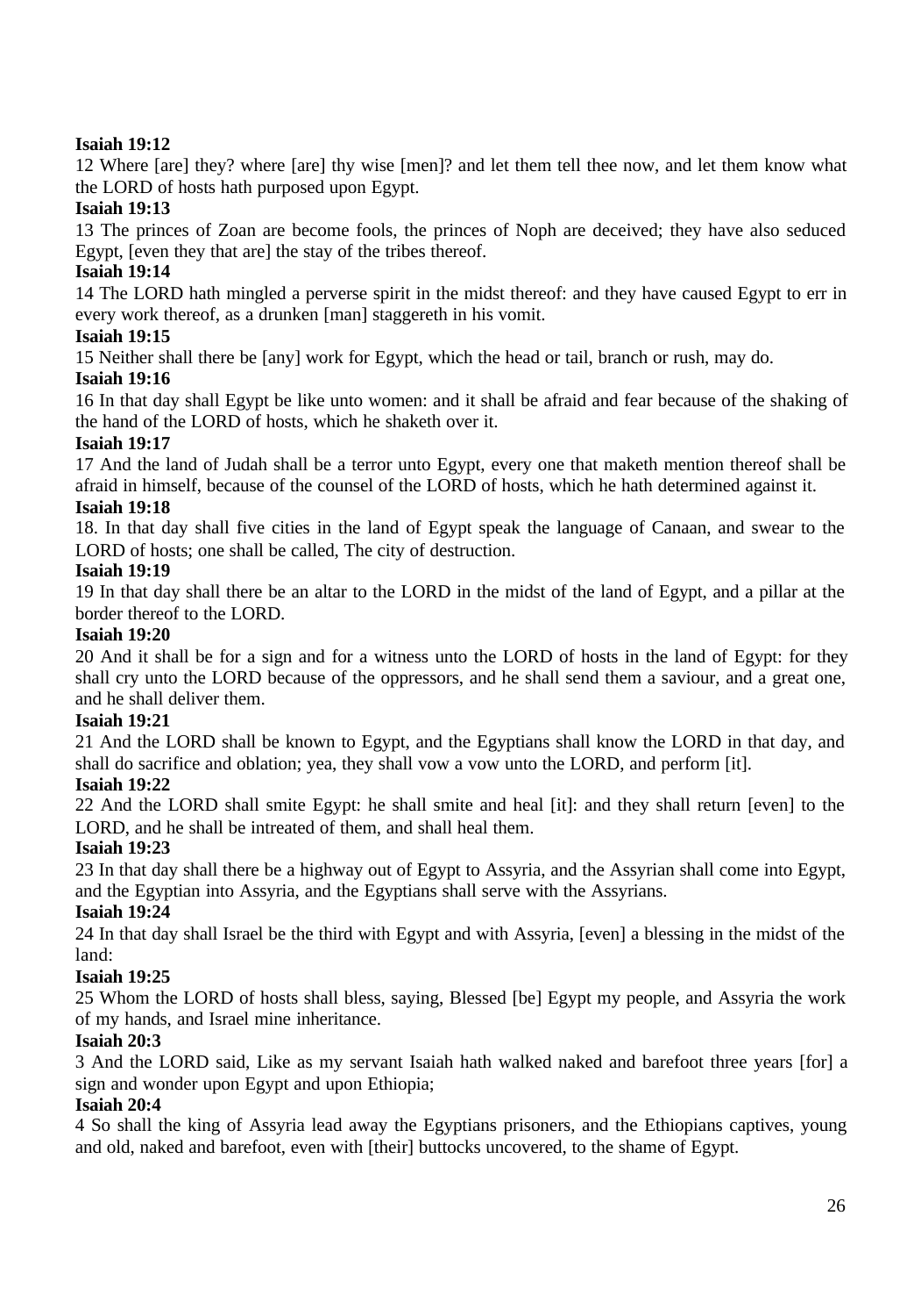**Isaiah 19:12**

12 Where [are] they? where [are] thy wise [men]? and let them tell thee now, and let them know what the LORD of hosts hath purposed upon Egypt.

**Isaiah 19:13**

13 The princes of Zoan are become fools, the princes of Noph are deceived; they have also seduced Egypt, [even they that are] the stay of the tribes thereof.

**Isaiah 19:14**

14 The LORD hath mingled a perverse spirit in the midst thereof: and they have caused Egypt to err in every work thereof, as a drunken [man] staggereth in his vomit.

**Isaiah 19:15**

15 Neither shall there be [any] work for Egypt, which the head or tail, branch or rush, may do.

**Isaiah 19:16**

16 In that day shall Egypt be like unto women: and it shall be afraid and fear because of the shaking of the hand of the LORD of hosts, which he shaketh over it.

**Isaiah 19:17**

17 And the land of Judah shall be a terror unto Egypt, every one that maketh mention thereof shall be afraid in himself, because of the counsel of the LORD of hosts, which he hath determined against it.

**Isaiah 19:18**

18. In that day shall five cities in the land of Egypt speak the language of Canaan, and swear to the LORD of hosts; one shall be called, The city of destruction.

**Isaiah 19:19**

19 In that day shall there be an altar to the LORD in the midst of the land of Egypt, and a pillar at the border thereof to the LORD.

**Isaiah 19:20**

20 And it shall be for a sign and for a witness unto the LORD of hosts in the land of Egypt: for they shall cry unto the LORD because of the oppressors, and he shall send them a saviour, and a great one, and he shall deliver them.

**Isaiah 19:21**

21 And the LORD shall be known to Egypt, and the Egyptians shall know the LORD in that day, and shall do sacrifice and oblation; yea, they shall vow a vow unto the LORD, and perform [it].

**Isaiah 19:22**

22 And the LORD shall smite Egypt: he shall smite and heal [it]: and they shall return [even] to the LORD, and he shall be intreated of them, and shall heal them.

**Isaiah 19:23**

23 In that day shall there be a highway out of Egypt to Assyria, and the Assyrian shall come into Egypt, and the Egyptian into Assyria, and the Egyptians shall serve with the Assyrians.

**Isaiah 19:24**

24 In that day shall Israel be the third with Egypt and with Assyria, [even] a blessing in the midst of the land:

**Isaiah 19:25**

25 Whom the LORD of hosts shall bless, saying, Blessed [be] Egypt my people, and Assyria the work of my hands, and Israel mine inheritance.

**Isaiah 20:3**

3 And the LORD said, Like as my servant Isaiah hath walked naked and barefoot three years [for] a sign and wonder upon Egypt and upon Ethiopia;

**Isaiah 20:4**

4 So shall the king of Assyria lead away the Egyptians prisoners, and the Ethiopians captives, young and old, naked and barefoot, even with [their] buttocks uncovered, to the shame of Egypt.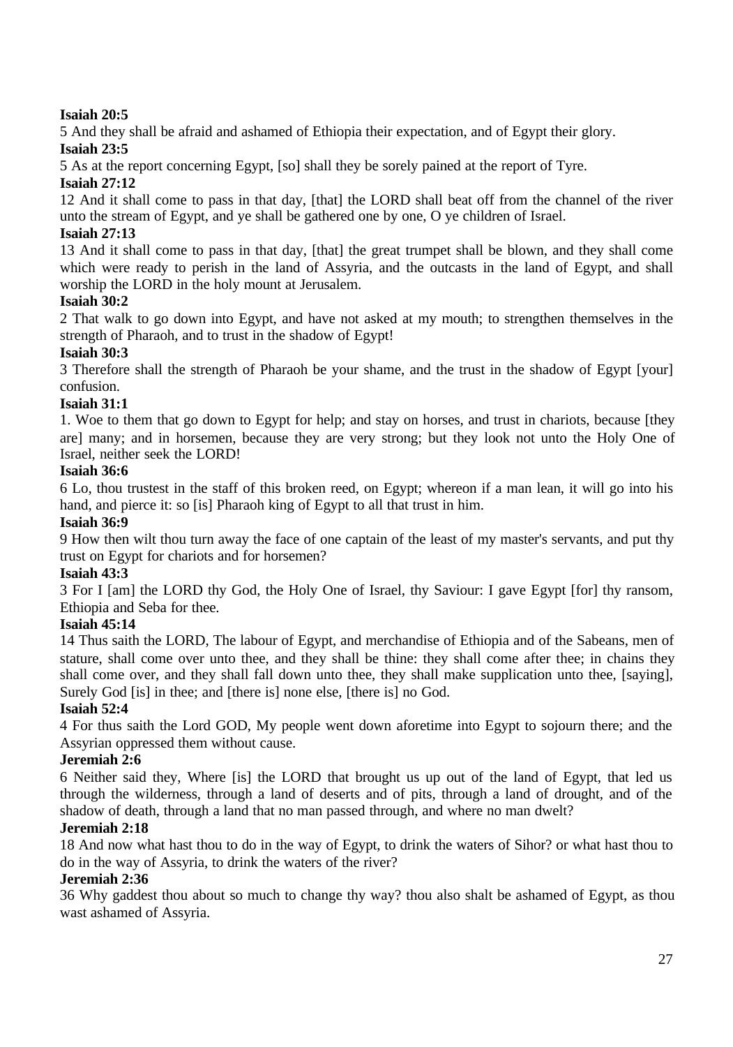**Isaiah 20:5**

5 And they shall be afraid and ashamed of Ethiopia their expectation, and of Egypt their glory.

**Isaiah 23:5**

5 As at the report concerning Egypt, [so] shall they be sorely pained at the report of Tyre.

**Isaiah 27:12**

12 And it shall come to pass in that day, [that] the LORD shall beat off from the channel of the river unto the stream of Egypt, and ye shall be gathered one by one, O ye children of Israel.

**Isaiah 27:13**

13 And it shall come to pass in that day, [that] the great trumpet shall be blown, and they shall come which were ready to perish in the land of Assyria, and the outcasts in the land of Egypt, and shall worship the LORD in the holy mount at Jerusalem.

**Isaiah 30:2**

2 That walk to go down into Egypt, and have not asked at my mouth; to strengthen themselves in the strength of Pharaoh, and to trust in the shadow of Egypt!

**Isaiah 30:3**

3 Therefore shall the strength of Pharaoh be your shame, and the trust in the shadow of Egypt [your] confusion.

**Isaiah 31:1**

1. Woe to them that go down to Egypt for help; and stay on horses, and trust in chariots, because [they are] many; and in horsemen, because they are very strong; but they look not unto the Holy One of Israel, neither seek the LORD!

**Isaiah 36:6**

6 Lo, thou trustest in the staff of this broken reed, on Egypt; whereon if a man lean, it will go into his hand, and pierce it: so [is] Pharaoh king of Egypt to all that trust in him.

**Isaiah 36:9**

9 How then wilt thou turn away the face of one captain of the least of my master's servants, and put thy trust on Egypt for chariots and for horsemen?

**Isaiah 43:3**

3 For I [am] the LORD thy God, the Holy One of Israel, thy Saviour: I gave Egypt [for] thy ransom, Ethiopia and Seba for thee.

**Isaiah 45:14**

14 Thus saith the LORD, The labour of Egypt, and merchandise of Ethiopia and of the Sabeans, men of stature, shall come over unto thee, and they shall be thine: they shall come after thee; in chains they shall come over, and they shall fall down unto thee, they shall make supplication unto thee, [saying], Surely God [is] in thee; and [there is] none else, [there is] no God.

**Isaiah 52:4**

4 For thus saith the Lord GOD, My people went down aforetime into Egypt to sojourn there; and the Assyrian oppressed them without cause.

**Jeremiah 2:6**

6 Neither said they, Where [is] the LORD that brought us up out of the land of Egypt, that led us through the wilderness, through a land of deserts and of pits, through a land of drought, and of the shadow of death, through a land that no man passed through, and where no man dwelt?

**Jeremiah 2:18**

18 And now what hast thou to do in the way of Egypt, to drink the waters of Sihor? or what hast thou to do in the way of Assyria, to drink the waters of the river?

**Jeremiah 2:36**

36 Why gaddest thou about so much to change thy way? thou also shalt be ashamed of Egypt, as thou wast ashamed of Assyria.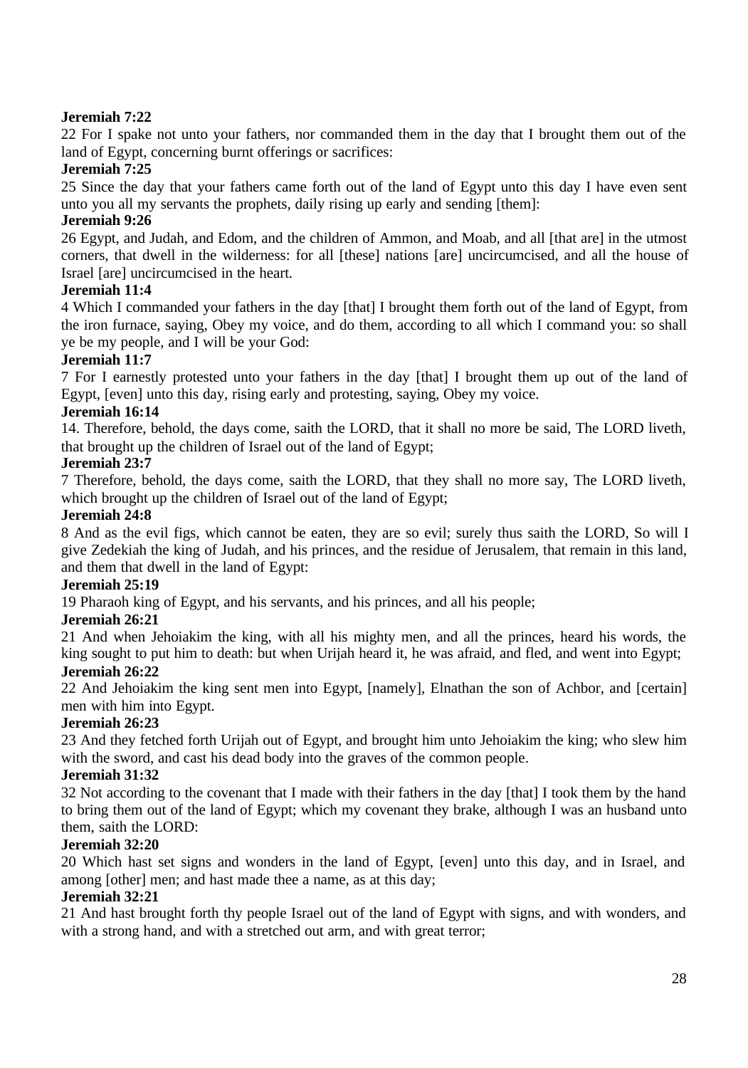**Jeremiah 7:22**

22 For I spake not unto your fathers, nor commanded them in the day that I brought them out of the land of Egypt, concerning burnt offerings or sacrifices:

**Jeremiah 7:25**

25 Since the day that your fathers came forth out of the land of Egypt unto this day I have even sent unto you all my servants the prophets, daily rising up early and sending [them]:

**Jeremiah 9:26**

26 Egypt, and Judah, and Edom, and the children of Ammon, and Moab, and all [that are] in the utmost corners, that dwell in the wilderness: for all [these] nations [are] uncircumcised, and all the house of Israel [are] uncircumcised in the heart.

**Jeremiah 11:4**

4 Which I commanded your fathers in the day [that] I brought them forth out of the land of Egypt, from the iron furnace, saying, Obey my voice, and do them, according to all which I command you: so shall ye be my people, and I will be your God:

**Jeremiah 11:7**

7 For I earnestly protested unto your fathers in the day [that] I brought them up out of the land of Egypt, [even] unto this day, rising early and protesting, saying, Obey my voice.

**Jeremiah 16:14**

14. Therefore, behold, the days come, saith the LORD, that it shall no more be said, The LORD liveth, that brought up the children of Israel out of the land of Egypt;

**Jeremiah 23:7**

7 Therefore, behold, the days come, saith the LORD, that they shall no more say, The LORD liveth, which brought up the children of Israel out of the land of Egypt;

**Jeremiah 24:8**

8 And as the evil figs, which cannot be eaten, they are so evil; surely thus saith the LORD, So will I give Zedekiah the king of Judah, and his princes, and the residue of Jerusalem, that remain in this land, and them that dwell in the land of Egypt:

**Jeremiah 25:19**

19 Pharaoh king of Egypt, and his servants, and his princes, and all his people;

**Jeremiah 26:21**

21 And when Jehoiakim the king, with all his mighty men, and all the princes, heard his words, the king sought to put him to death: but when Urijah heard it, he was afraid, and fled, and went into Egypt;

**Jeremiah 26:22**

22 And Jehoiakim the king sent men into Egypt, [namely], Elnathan the son of Achbor, and [certain] men with him into Egypt.

**Jeremiah 26:23**

23 And they fetched forth Urijah out of Egypt, and brought him unto Jehoiakim the king; who slew him with the sword, and cast his dead body into the graves of the common people.

**Jeremiah 31:32**

32 Not according to the covenant that I made with their fathers in the day [that] I took them by the hand to bring them out of the land of Egypt; which my covenant they brake, although I was an husband unto them, saith the LORD:

**Jeremiah 32:20**

20 Which hast set signs and wonders in the land of Egypt, [even] unto this day, and in Israel, and among [other] men; and hast made thee a name, as at this day;

**Jeremiah 32:21**

21 And hast brought forth thy people Israel out of the land of Egypt with signs, and with wonders, and with a strong hand, and with a stretched out arm, and with great terror;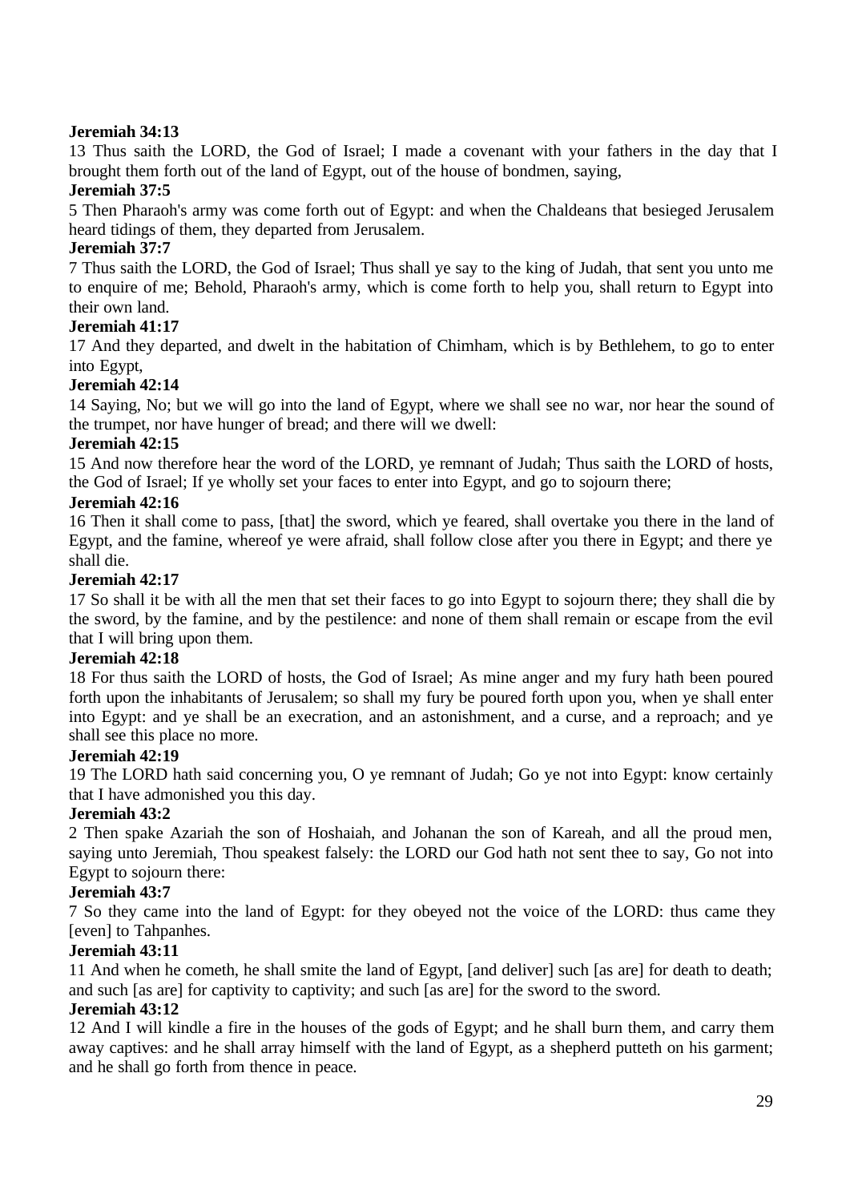**Jeremiah 34:13**

13 Thus saith the LORD, the God of Israel; I made a covenant with your fathers in the day that I brought them forth out of the land of Egypt, out of the house of bondmen, saying,

**Jeremiah 37:5**

5 Then Pharaoh's army was come forth out of Egypt: and when the Chaldeans that besieged Jerusalem heard tidings of them, they departed from Jerusalem.

**Jeremiah 37:7**

7 Thus saith the LORD, the God of Israel; Thus shall ye say to the king of Judah, that sent you unto me to enquire of me; Behold, Pharaoh's army, which is come forth to help you, shall return to Egypt into their own land.

**Jeremiah 41:17**

17 And they departed, and dwelt in the habitation of Chimham, which is by Bethlehem, to go to enter into Egypt,

**Jeremiah 42:14**

14 Saying, No; but we will go into the land of Egypt, where we shall see no war, nor hear the sound of the trumpet, nor have hunger of bread; and there will we dwell:

**Jeremiah 42:15**

15 And now therefore hear the word of the LORD, ye remnant of Judah; Thus saith the LORD of hosts, the God of Israel; If ye wholly set your faces to enter into Egypt, and go to sojourn there;

**Jeremiah 42:16**

16 Then it shall come to pass, [that] the sword, which ye feared, shall overtake you there in the land of Egypt, and the famine, whereof ye were afraid, shall follow close after you there in Egypt; and there ye shall die.

**Jeremiah 42:17**

17 So shall it be with all the men that set their faces to go into Egypt to sojourn there; they shall die by the sword, by the famine, and by the pestilence: and none of them shall remain or escape from the evil that I will bring upon them.

**Jeremiah 42:18**

18 For thus saith the LORD of hosts, the God of Israel; As mine anger and my fury hath been poured forth upon the inhabitants of Jerusalem; so shall my fury be poured forth upon you, when ye shall enter into Egypt: and ye shall be an execration, and an astonishment, and a curse, and a reproach; and ye shall see this place no more.

**Jeremiah 42:19**

19 The LORD hath said concerning you, O ye remnant of Judah; Go ye not into Egypt: know certainly that I have admonished you this day.

**Jeremiah 43:2**

2 Then spake Azariah the son of Hoshaiah, and Johanan the son of Kareah, and all the proud men, saying unto Jeremiah, Thou speakest falsely: the LORD our God hath not sent thee to say, Go not into Egypt to sojourn there:

**Jeremiah 43:7**

7 So they came into the land of Egypt: for they obeyed not the voice of the LORD: thus came they [even] to Tahpanhes.

**Jeremiah 43:11**

11 And when he cometh, he shall smite the land of Egypt, [and deliver] such [as are] for death to death; and such [as are] for captivity to captivity; and such [as are] for the sword to the sword.

**Jeremiah 43:12**

12 And I will kindle a fire in the houses of the gods of Egypt; and he shall burn them, and carry them away captives: and he shall array himself with the land of Egypt, as a shepherd putteth on his garment; and he shall go forth from thence in peace.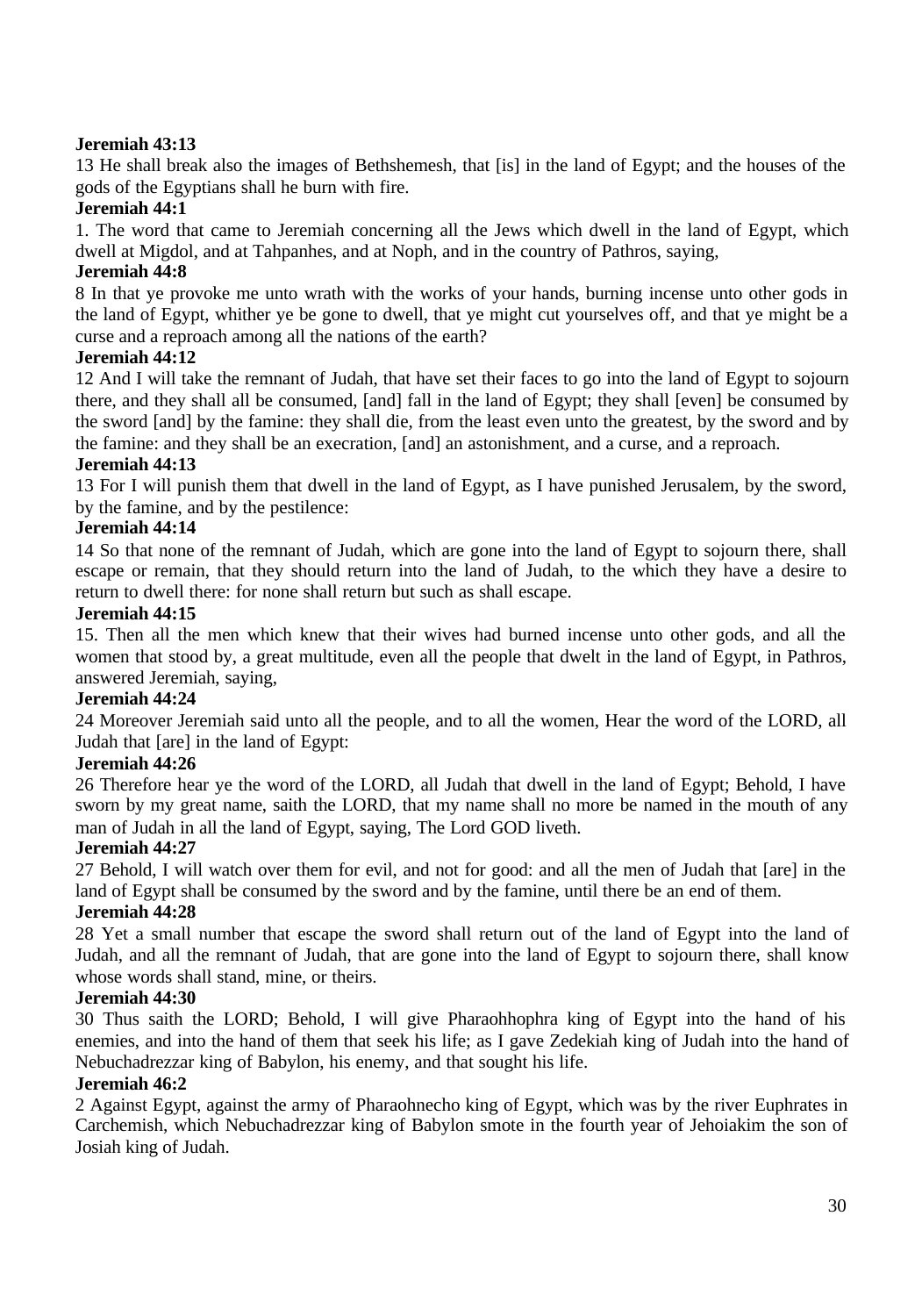**Jeremiah 43:13**

13 He shall break also the images of Bethshemesh, that [is] in the land of Egypt; and the houses of the gods of the Egyptians shall he burn with fire.

**Jeremiah 44:1**

1. The word that came to Jeremiah concerning all the Jews which dwell in the land of Egypt, which dwell at Migdol, and at Tahpanhes, and at Noph, and in the country of Pathros, saying,

**Jeremiah 44:8**

8 In that ye provoke me unto wrath with the works of your hands, burning incense unto other gods in the land of Egypt, whither ye be gone to dwell, that ye might cut yourselves off, and that ye might be a curse and a reproach among all the nations of the earth?

**Jeremiah 44:12**

12 And I will take the remnant of Judah, that have set their faces to go into the land of Egypt to sojourn there, and they shall all be consumed, [and] fall in the land of Egypt; they shall [even] be consumed by the sword [and] by the famine: they shall die, from the least even unto the greatest, by the sword and by the famine: and they shall be an execration, [and] an astonishment, and a curse, and a reproach.

**Jeremiah 44:13**

13 For I will punish them that dwell in the land of Egypt, as I have punished Jerusalem, by the sword, by the famine, and by the pestilence:

**Jeremiah 44:14**

14 So that none of the remnant of Judah, which are gone into the land of Egypt to sojourn there, shall escape or remain, that they should return into the land of Judah, to the which they have a desire to return to dwell there: for none shall return but such as shall escape.

**Jeremiah 44:15**

15. Then all the men which knew that their wives had burned incense unto other gods, and all the women that stood by, a great multitude, even all the people that dwelt in the land of Egypt, in Pathros, answered Jeremiah, saying,

**Jeremiah 44:24**

24 Moreover Jeremiah said unto all the people, and to all the women, Hear the word of the LORD, all Judah that [are] in the land of Egypt:

**Jeremiah 44:26**

26 Therefore hear ye the word of the LORD, all Judah that dwell in the land of Egypt; Behold, I have sworn by my great name, saith the LORD, that my name shall no more be named in the mouth of any man of Judah in all the land of Egypt, saying, The Lord GOD liveth.

**Jeremiah 44:27**

27 Behold, I will watch over them for evil, and not for good: and all the men of Judah that [are] in the land of Egypt shall be consumed by the sword and by the famine, until there be an end of them.

**Jeremiah 44:28**

28 Yet a small number that escape the sword shall return out of the land of Egypt into the land of Judah, and all the remnant of Judah, that are gone into the land of Egypt to sojourn there, shall know whose words shall stand, mine, or theirs.

**Jeremiah 44:30**

30 Thus saith the LORD; Behold, I will give Pharaohhophra king of Egypt into the hand of his enemies, and into the hand of them that seek his life; as I gave Zedekiah king of Judah into the hand of Nebuchadrezzar king of Babylon, his enemy, and that sought his life.

**Jeremiah 46:2**

2 Against Egypt, against the army of Pharaohnecho king of Egypt, which was by the river Euphrates in Carchemish, which Nebuchadrezzar king of Babylon smote in the fourth year of Jehoiakim the son of Josiah king of Judah.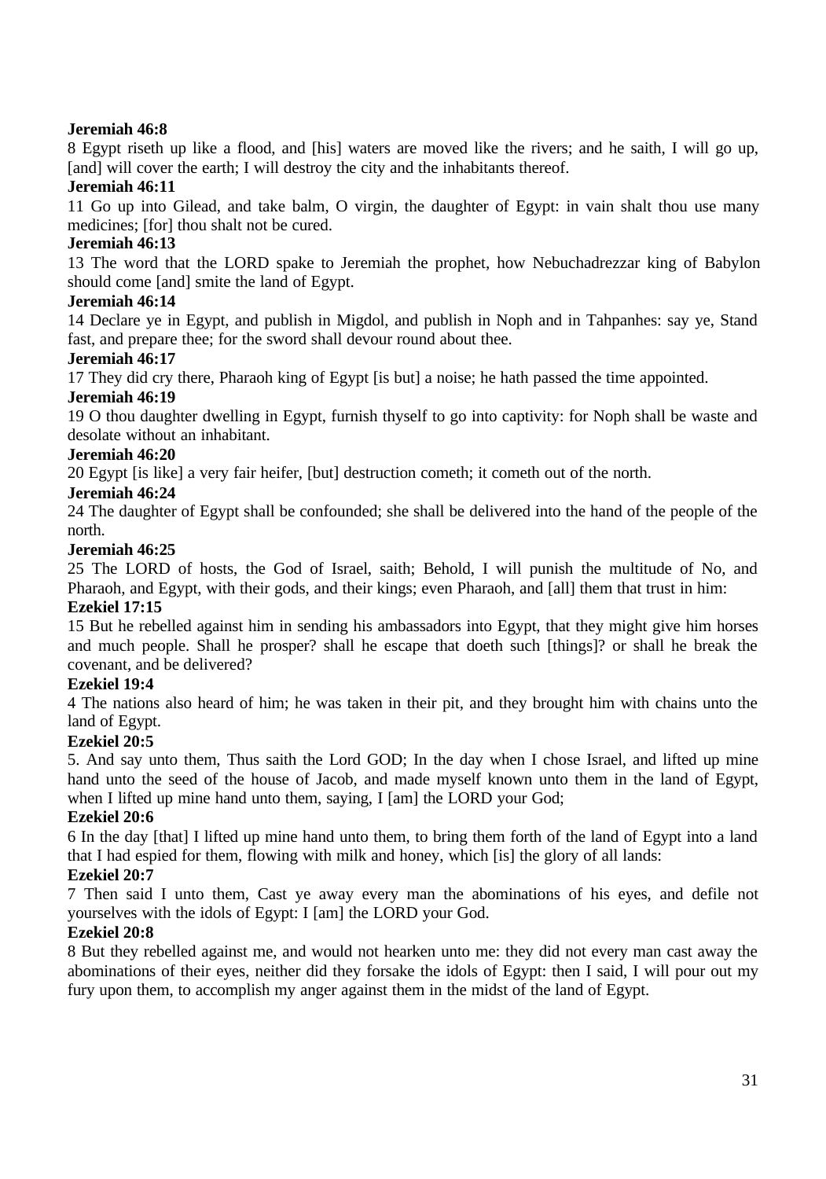**Jeremiah 46:8**

8 Egypt riseth up like a flood, and [his] waters are moved like the rivers; and he saith, I will go up, [and] will cover the earth; I will destroy the city and the inhabitants thereof.

**Jeremiah 46:11**

11 Go up into Gilead, and take balm, O virgin, the daughter of Egypt: in vain shalt thou use many medicines; [for] thou shalt not be cured.

**Jeremiah 46:13**

13 The word that the LORD spake to Jeremiah the prophet, how Nebuchadrezzar king of Babylon should come [and] smite the land of Egypt.

**Jeremiah 46:14**

14 Declare ye in Egypt, and publish in Migdol, and publish in Noph and in Tahpanhes: say ye, Stand fast, and prepare thee; for the sword shall devour round about thee.

**Jeremiah 46:17**

17 They did cry there, Pharaoh king of Egypt [is but] a noise; he hath passed the time appointed.

**Jeremiah 46:19**

19 O thou daughter dwelling in Egypt, furnish thyself to go into captivity: for Noph shall be waste and desolate without an inhabitant.

**Jeremiah 46:20**

20 Egypt [is like] a very fair heifer, [but] destruction cometh; it cometh out of the north.

**Jeremiah 46:24**

24 The daughter of Egypt shall be confounded; she shall be delivered into the hand of the people of the north.

**Jeremiah 46:25**

25 The LORD of hosts, the God of Israel, saith; Behold, I will punish the multitude of No, and Pharaoh, and Egypt, with their gods, and their kings; even Pharaoh, and [all] them that trust in him:

**Ezekiel 17:15**

15 But he rebelled against him in sending his ambassadors into Egypt, that they might give him horses and much people. Shall he prosper? shall he escape that doeth such [things]? or shall he break the covenant, and be delivered?

**Ezekiel 19:4**

4 The nations also heard of him; he was taken in their pit, and they brought him with chains unto the land of Egypt.

**Ezekiel 20:5**

5. And say unto them, Thus saith the Lord GOD; In the day when I chose Israel, and lifted up mine hand unto the seed of the house of Jacob, and made myself known unto them in the land of Egypt, when I lifted up mine hand unto them, saying, I [am] the LORD your God;

**Ezekiel 20:6**

6 In the day [that] I lifted up mine hand unto them, to bring them forth of the land of Egypt into a land that I had espied for them, flowing with milk and honey, which [is] the glory of all lands:

**Ezekiel 20:7**

7 Then said I unto them, Cast ye away every man the abominations of his eyes, and defile not yourselves with the idols of Egypt: I [am] the LORD your God.

**Ezekiel 20:8**

8 But they rebelled against me, and would not hearken unto me: they did not every man cast away the abominations of their eyes, neither did they forsake the idols of Egypt: then I said, I will pour out my fury upon them, to accomplish my anger against them in the midst of the land of Egypt.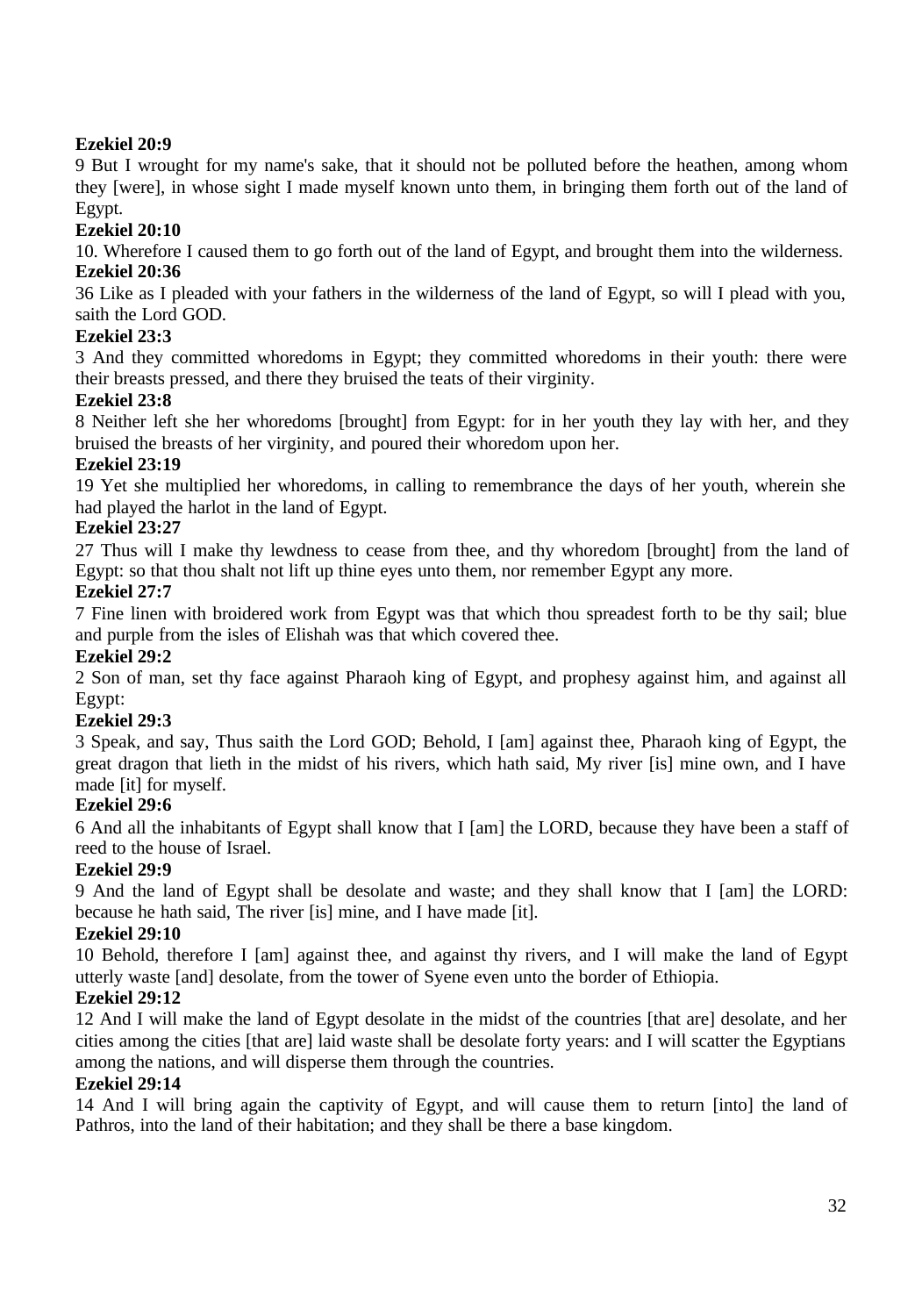**Ezekiel 20:9**

9 But I wrought for my name's sake, that it should not be polluted before the heathen, among whom they [were], in whose sight I made myself known unto them, in bringing them forth out of the land of Egypt.

**Ezekiel 20:10**

10. Wherefore I caused them to go forth out of the land of Egypt, and brought them into the wilderness.

**Ezekiel 20:36**

36 Like as I pleaded with your fathers in the wilderness of the land of Egypt, so will I plead with you, saith the Lord GOD.

**Ezekiel 23:3**

3 And they committed whoredoms in Egypt; they committed whoredoms in their youth: there were their breasts pressed, and there they bruised the teats of their virginity.

**Ezekiel 23:8**

8 Neither left she her whoredoms [brought] from Egypt: for in her youth they lay with her, and they bruised the breasts of her virginity, and poured their whoredom upon her.

**Ezekiel 23:19**

19 Yet she multiplied her whoredoms, in calling to remembrance the days of her youth, wherein she had played the harlot in the land of Egypt.

**Ezekiel 23:27**

27 Thus will I make thy lewdness to cease from thee, and thy whoredom [brought] from the land of Egypt: so that thou shalt not lift up thine eyes unto them, nor remember Egypt any more.

**Ezekiel 27:7**

7 Fine linen with broidered work from Egypt was that which thou spreadest forth to be thy sail; blue and purple from the isles of Elishah was that which covered thee.

**Ezekiel 29:2**

2 Son of man, set thy face against Pharaoh king of Egypt, and prophesy against him, and against all Egypt:

**Ezekiel 29:3**

3 Speak, and say, Thus saith the Lord GOD; Behold, I [am] against thee, Pharaoh king of Egypt, the great dragon that lieth in the midst of his rivers, which hath said, My river [is] mine own, and I have made [it] for myself.

**Ezekiel 29:6**

6 And all the inhabitants of Egypt shall know that I [am] the LORD, because they have been a staff of reed to the house of Israel.

**Ezekiel 29:9**

9 And the land of Egypt shall be desolate and waste; and they shall know that I [am] the LORD: because he hath said, The river [is] mine, and I have made [it].

**Ezekiel 29:10**

10 Behold, therefore I [am] against thee, and against thy rivers, and I will make the land of Egypt utterly waste [and] desolate, from the tower of Syene even unto the border of Ethiopia.

**Ezekiel 29:12**

12 And I will make the land of Egypt desolate in the midst of the countries [that are] desolate, and her cities among the cities [that are] laid waste shall be desolate forty years: and I will scatter the Egyptians among the nations, and will disperse them through the countries.

**Ezekiel 29:14**

14 And I will bring again the captivity of Egypt, and will cause them to return [into] the land of Pathros, into the land of their habitation; and they shall be there a base kingdom.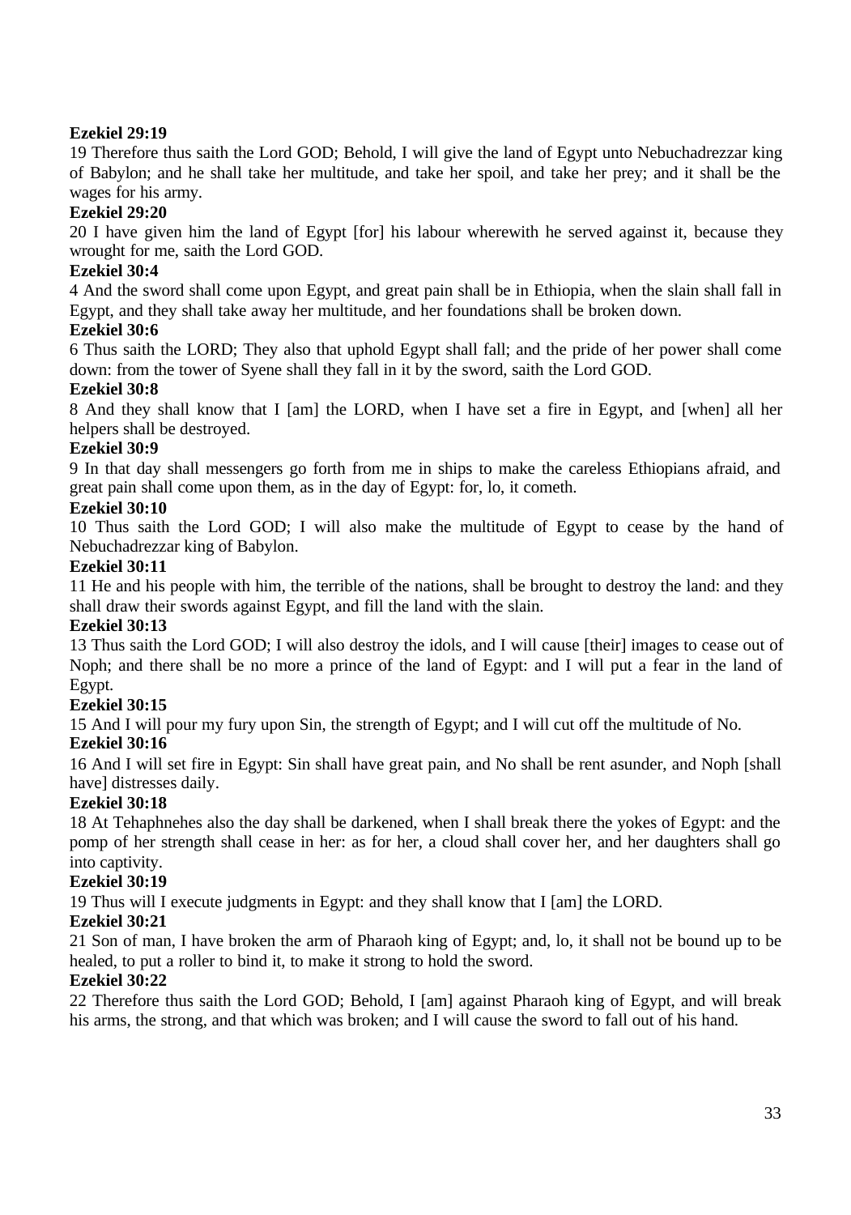**Ezekiel 29:19**

19 Therefore thus saith the Lord GOD; Behold, I will give the land of Egypt unto Nebuchadrezzar king of Babylon; and he shall take her multitude, and take her spoil, and take her prey; and it shall be the wages for his army.

**Ezekiel 29:20**

20 I have given him the land of Egypt [for] his labour wherewith he served against it, because they wrought for me, saith the Lord GOD.

**Ezekiel 30:4**

4 And the sword shall come upon Egypt, and great pain shall be in Ethiopia, when the slain shall fall in Egypt, and they shall take away her multitude, and her foundations shall be broken down.

**Ezekiel 30:6**

6 Thus saith the LORD; They also that uphold Egypt shall fall; and the pride of her power shall come down: from the tower of Syene shall they fall in it by the sword, saith the Lord GOD.

**Ezekiel 30:8**

8 And they shall know that I [am] the LORD, when I have set a fire in Egypt, and [when] all her helpers shall be destroyed.

**Ezekiel 30:9**

9 In that day shall messengers go forth from me in ships to make the careless Ethiopians afraid, and great pain shall come upon them, as in the day of Egypt: for, lo, it cometh.

**Ezekiel 30:10**

10 Thus saith the Lord GOD; I will also make the multitude of Egypt to cease by the hand of Nebuchadrezzar king of Babylon.

**Ezekiel 30:11**

11 He and his people with him, the terrible of the nations, shall be brought to destroy the land: and they shall draw their swords against Egypt, and fill the land with the slain.

**Ezekiel 30:13**

13 Thus saith the Lord GOD; I will also destroy the idols, and I will cause [their] images to cease out of Noph; and there shall be no more a prince of the land of Egypt: and I will put a fear in the land of Egypt.

**Ezekiel 30:15**

15 And I will pour my fury upon Sin, the strength of Egypt; and I will cut off the multitude of No.

**Ezekiel 30:16**

16 And I will set fire in Egypt: Sin shall have great pain, and No shall be rent asunder, and Noph [shall have] distresses daily.

**Ezekiel 30:18**

18 At Tehaphnehes also the day shall be darkened, when I shall break there the yokes of Egypt: and the pomp of her strength shall cease in her: as for her, a cloud shall cover her, and her daughters shall go into captivity.

**Ezekiel 30:19**

19 Thus will I execute judgments in Egypt: and they shall know that I [am] the LORD.

**Ezekiel 30:21**

21 Son of man, I have broken the arm of Pharaoh king of Egypt; and, lo, it shall not be bound up to be healed, to put a roller to bind it, to make it strong to hold the sword.

**Ezekiel 30:22**

22 Therefore thus saith the Lord GOD; Behold, I [am] against Pharaoh king of Egypt, and will break his arms, the strong, and that which was broken; and I will cause the sword to fall out of his hand.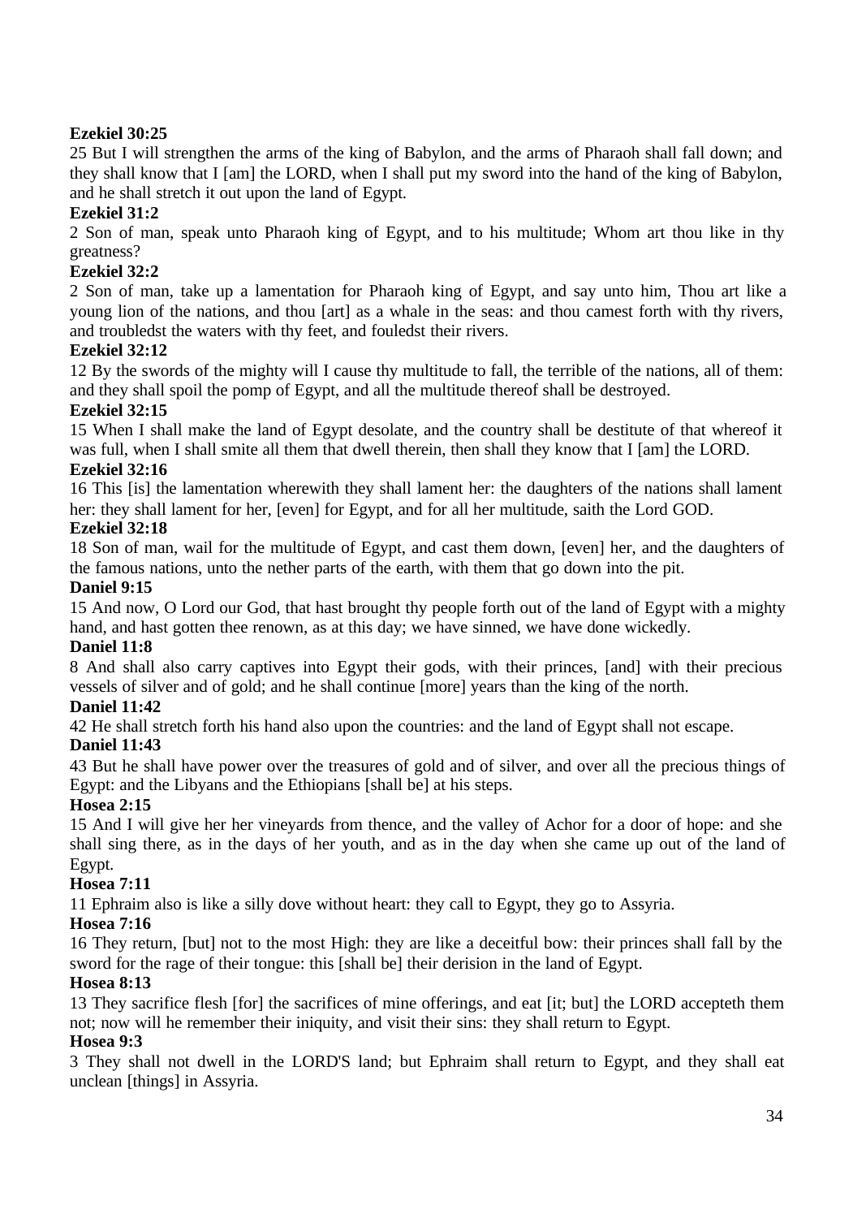**Ezekiel 30:25**

25 But I will strengthen the arms of the king of Babylon, and the arms of Pharaoh shall fall down; and they shall know that I [am] the LORD, when I shall put my sword into the hand of the king of Babylon, and he shall stretch it out upon the land of Egypt.

**Ezekiel 31:2**

2 Son of man, speak unto Pharaoh king of Egypt, and to his multitude; Whom art thou like in thy greatness?

**Ezekiel 32:2**

2 Son of man, take up a lamentation for Pharaoh king of Egypt, and say unto him, Thou art like a young lion of the nations, and thou [art] as a whale in the seas: and thou camest forth with thy rivers, and troubledst the waters with thy feet, and fouledst their rivers.

**Ezekiel 32:12**

12 By the swords of the mighty will I cause thy multitude to fall, the terrible of the nations, all of them: and they shall spoil the pomp of Egypt, and all the multitude thereof shall be destroyed.

**Ezekiel 32:15**

15 When I shall make the land of Egypt desolate, and the country shall be destitute of that whereof it was full, when I shall smite all them that dwell therein, then shall they know that I [am] the LORD.

**Ezekiel 32:16**

16 This [is] the lamentation wherewith they shall lament her: the daughters of the nations shall lament her: they shall lament for her, [even] for Egypt, and for all her multitude, saith the Lord GOD.

**Ezekiel 32:18**

18 Son of man, wail for the multitude of Egypt, and cast them down, [even] her, and the daughters of the famous nations, unto the nether parts of the earth, with them that go down into the pit.

**Daniel 9:15**

15 And now, O Lord our God, that hast brought thy people forth out of the land of Egypt with a mighty hand, and hast gotten thee renown, as at this day; we have sinned, we have done wickedly.

**Daniel 11:8**

8 And shall also carry captives into Egypt their gods, with their princes, [and] with their precious vessels of silver and of gold; and he shall continue [more] years than the king of the north.

**Daniel 11:42**

42 He shall stretch forth his hand also upon the countries: and the land of Egypt shall not escape.

**Daniel 11:43**

43 But he shall have power over the treasures of gold and of silver, and over all the precious things of Egypt: and the Libyans and the Ethiopians [shall be] at his steps.

**Hosea 2:15**

15 And I will give her her vineyards from thence, and the valley of Achor for a door of hope: and she shall sing there, as in the days of her youth, and as in the day when she came up out of the land of Egypt.

**Hosea 7:11**

11 Ephraim also is like a silly dove without heart: they call to Egypt, they go to Assyria.

**Hosea 7:16**

16 They return, [but] not to the most High: they are like a deceitful bow: their princes shall fall by the sword for the rage of their tongue: this [shall be] their derision in the land of Egypt.

**Hosea 8:13**

13 They sacrifice flesh [for] the sacrifices of mine offerings, and eat [it; but] the LORD accepteth them not; now will he remember their iniquity, and visit their sins: they shall return to Egypt.

**Hosea 9:3**

3 They shall not dwell in the LORD'S land; but Ephraim shall return to Egypt, and they shall eat unclean [things] in Assyria.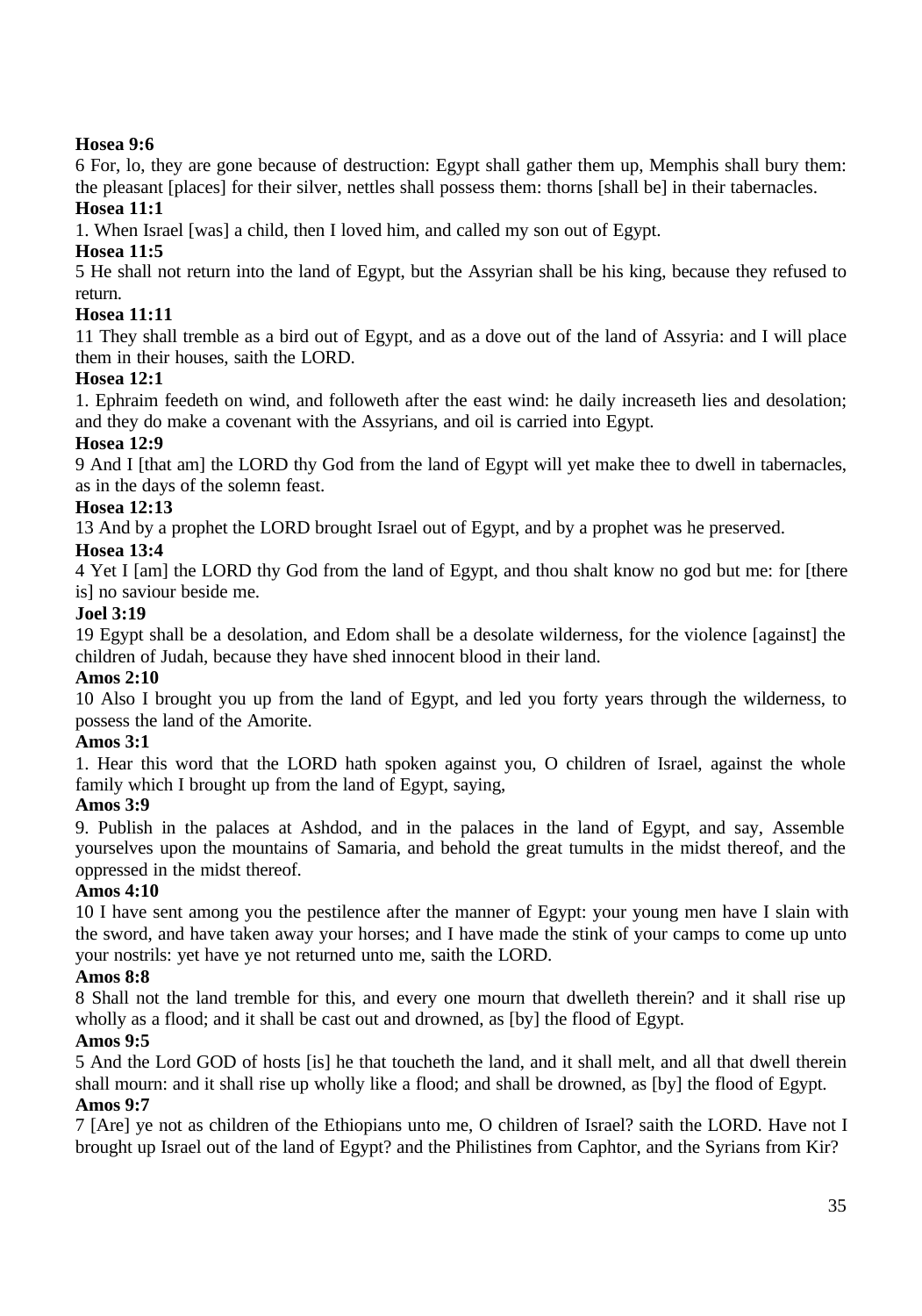**Hosea 9:6**

6 For, lo, they are gone because of destruction: Egypt shall gather them up, Memphis shall bury them: the pleasant [places] for their silver, nettles shall possess them: thorns [shall be] in their tabernacles.

**Hosea 11:1**

1. When Israel [was] a child, then I loved him, and called my son out of Egypt.

**Hosea 11:5**

5 He shall not return into the land of Egypt, but the Assyrian shall be his king, because they refused to return.

**Hosea 11:11**

11 They shall tremble as a bird out of Egypt, and as a dove out of the land of Assyria: and I will place them in their houses, saith the LORD.

**Hosea 12:1**

1. Ephraim feedeth on wind, and followeth after the east wind: he daily increaseth lies and desolation; and they do make a covenant with the Assyrians, and oil is carried into Egypt.

**Hosea 12:9**

9 And I [that am] the LORD thy God from the land of Egypt will yet make thee to dwell in tabernacles, as in the days of the solemn feast.

**Hosea 12:13**

13 And by a prophet the LORD brought Israel out of Egypt, and by a prophet was he preserved.

**Hosea 13:4**

4 Yet I [am] the LORD thy God from the land of Egypt, and thou shalt know no god but me: for [there is] no saviour beside me.

**Joel 3:19**

19 Egypt shall be a desolation, and Edom shall be a desolate wilderness, for the violence [against] the children of Judah, because they have shed innocent blood in their land.

**Amos 2:10**

10 Also I brought you up from the land of Egypt, and led you forty years through the wilderness, to possess the land of the Amorite.

**Amos 3:1**

1. Hear this word that the LORD hath spoken against you, O children of Israel, against the whole family which I brought up from the land of Egypt, saying,

**Amos 3:9**

9. Publish in the palaces at Ashdod, and in the palaces in the land of Egypt, and say, Assemble yourselves upon the mountains of Samaria, and behold the great tumults in the midst thereof, and the oppressed in the midst thereof.

**Amos 4:10**

10 I have sent among you the pestilence after the manner of Egypt: your young men have I slain with the sword, and have taken away your horses; and I have made the stink of your camps to come up unto your nostrils: yet have ye not returned unto me, saith the LORD.

**Amos 8:8**

8 Shall not the land tremble for this, and every one mourn that dwelleth therein? and it shall rise up wholly as a flood; and it shall be cast out and drowned, as [by] the flood of Egypt.

**Amos 9:5**

5 And the Lord GOD of hosts [is] he that toucheth the land, and it shall melt, and all that dwell therein shall mourn: and it shall rise up wholly like a flood; and shall be drowned, as [by] the flood of Egypt.

**Amos 9:7**

7 [Are] ye not as children of the Ethiopians unto me, O children of Israel? saith the LORD. Have not I brought up Israel out of the land of Egypt? and the Philistines from Caphtor, and the Syrians from Kir?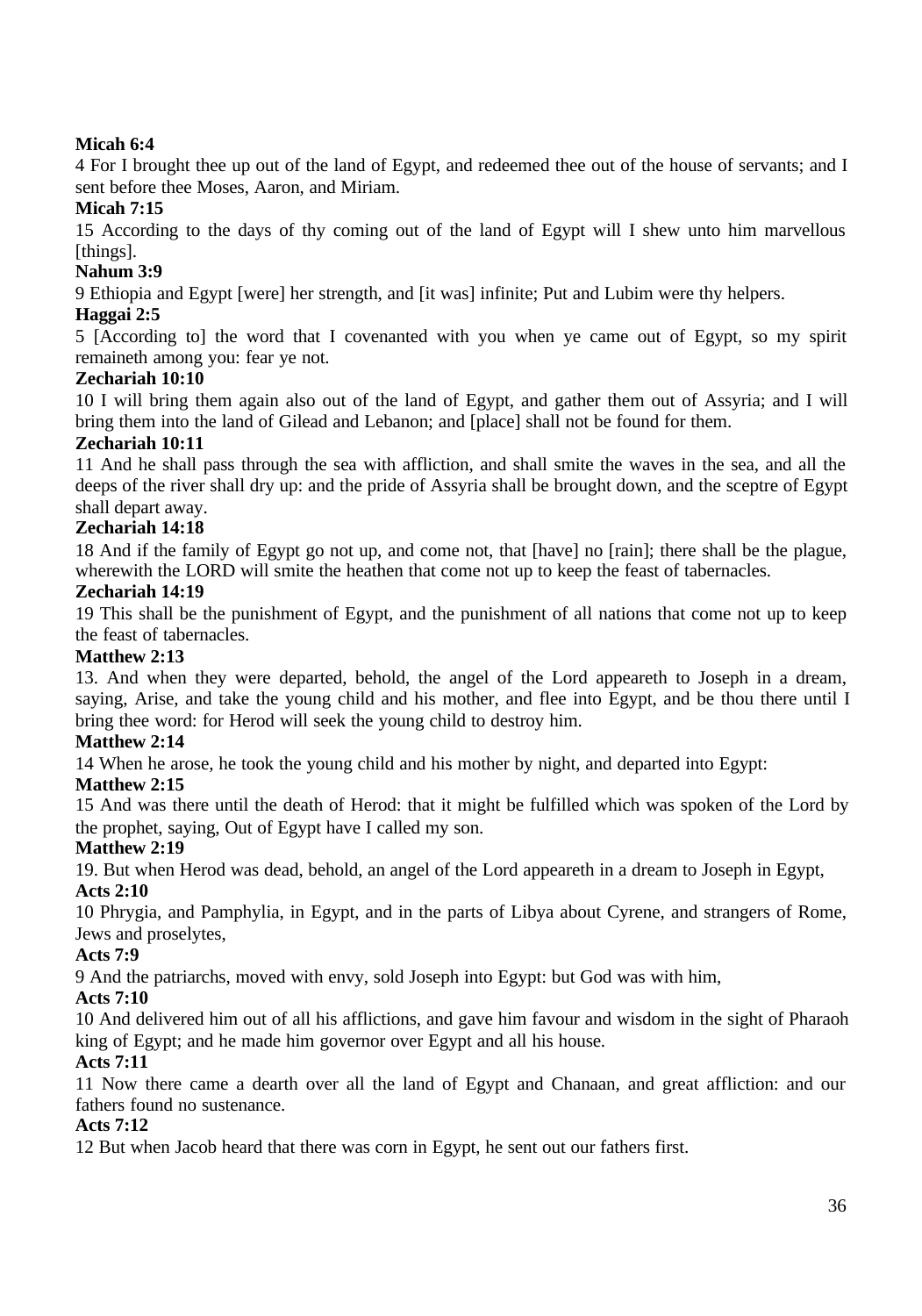**Micah 6:4**

4 For I brought thee up out of the land of Egypt, and redeemed thee out of the house of servants; and I sent before thee Moses, Aaron, and Miriam.

**Micah 7:15**

15 According to the days of thy coming out of the land of Egypt will I shew unto him marvellous [things].

**Nahum 3:9**

9 Ethiopia and Egypt [were] her strength, and [it was] infinite; Put and Lubim were thy helpers.

**Haggai 2:5**

5 [According to] the word that I covenanted with you when ye came out of Egypt, so my spirit remaineth among you: fear ye not.

**Zechariah 10:10**

10 I will bring them again also out of the land of Egypt, and gather them out of Assyria; and I will bring them into the land of Gilead and Lebanon; and [place] shall not be found for them.

**Zechariah 10:11**

11 And he shall pass through the sea with affliction, and shall smite the waves in the sea, and all the deeps of the river shall dry up: and the pride of Assyria shall be brought down, and the sceptre of Egypt shall depart away.

**Zechariah 14:18**

18 And if the family of Egypt go not up, and come not, that [have] no [rain]; there shall be the plague, wherewith the LORD will smite the heathen that come not up to keep the feast of tabernacles.

**Zechariah 14:19**

19 This shall be the punishment of Egypt, and the punishment of all nations that come not up to keep the feast of tabernacles.

**Matthew 2:13**

13. And when they were departed, behold, the angel of the Lord appeareth to Joseph in a dream, saying, Arise, and take the young child and his mother, and flee into Egypt, and be thou there until I bring thee word: for Herod will seek the young child to destroy him.

**Matthew 2:14**

14 When he arose, he took the young child and his mother by night, and departed into Egypt:

**Matthew 2:15**

15 And was there until the death of Herod: that it might be fulfilled which was spoken of the Lord by the prophet, saying, Out of Egypt have I called my son.

**Matthew 2:19**

19. But when Herod was dead, behold, an angel of the Lord appeareth in a dream to Joseph in Egypt,

**Acts 2:10**

10 Phrygia, and Pamphylia, in Egypt, and in the parts of Libya about Cyrene, and strangers of Rome, Jews and proselytes,

**Acts 7:9**

9 And the patriarchs, moved with envy, sold Joseph into Egypt: but God was with him,

**Acts 7:10**

10 And delivered him out of all his afflictions, and gave him favour and wisdom in the sight of Pharaoh king of Egypt; and he made him governor over Egypt and all his house.

**Acts 7:11**

11 Now there came a dearth over all the land of Egypt and Chanaan, and great affliction: and our fathers found no sustenance.

**Acts 7:12**

12 But when Jacob heard that there was corn in Egypt, he sent out our fathers first.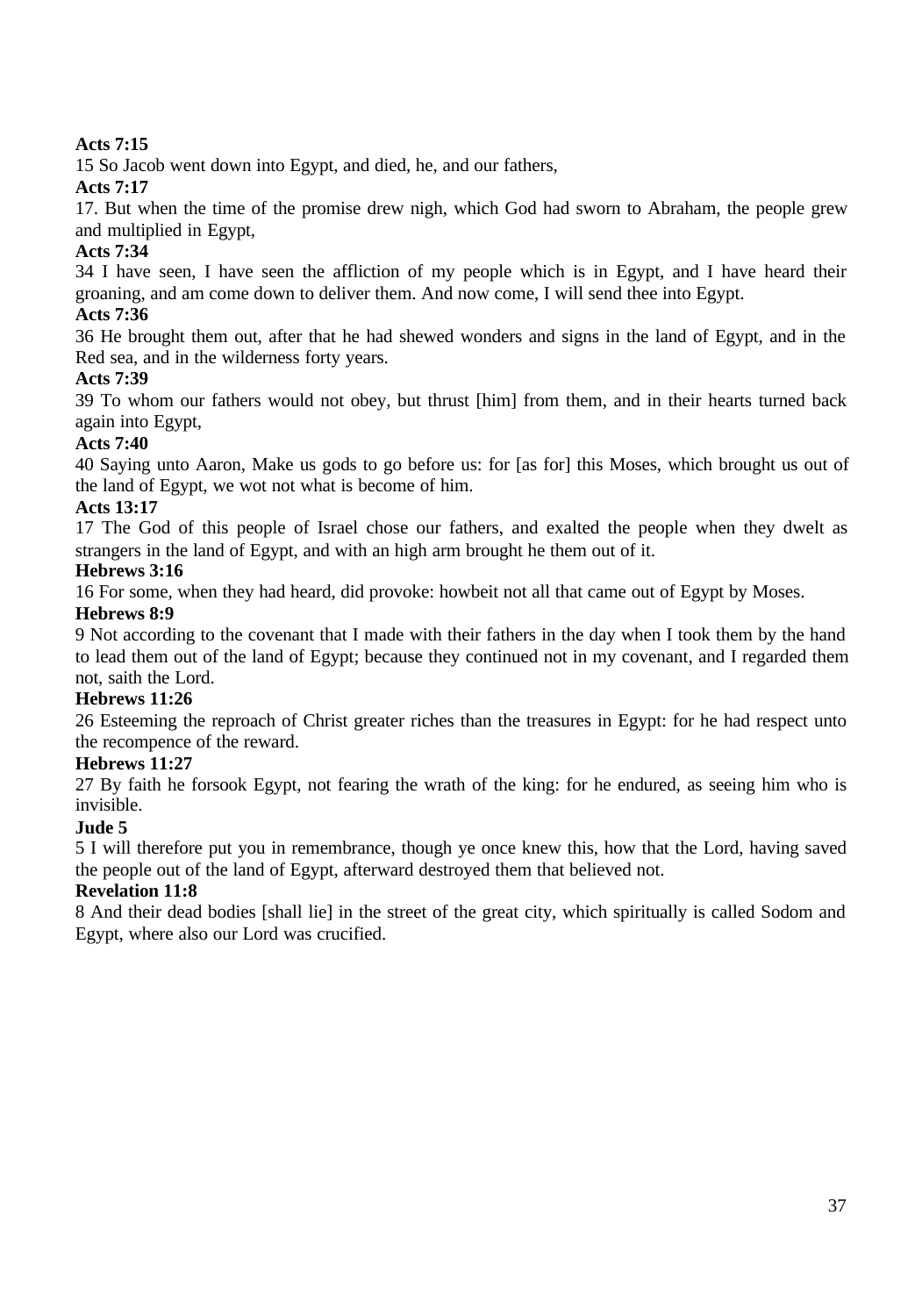**Acts 7:15**

15 So Jacob went down into Egypt, and died, he, and our fathers,

**Acts 7:17**

17. But when the time of the promise drew nigh, which God had sworn to Abraham, the people grew and multiplied in Egypt,

**Acts 7:34**

34 I have seen, I have seen the affliction of my people which is in Egypt, and I have heard their groaning, and am come down to deliver them. And now come, I will send thee into Egypt.

**Acts 7:36**

36 He brought them out, after that he had shewed wonders and signs in the land of Egypt, and in the Red sea, and in the wilderness forty years.

**Acts 7:39**

39 To whom our fathers would not obey, but thrust [him] from them, and in their hearts turned back again into Egypt,

**Acts 7:40**

40 Saying unto Aaron, Make us gods to go before us: for [as for] this Moses, which brought us out of the land of Egypt, we wot not what is become of him.

**Acts 13:17**

17 The God of this people of Israel chose our fathers, and exalted the people when they dwelt as strangers in the land of Egypt, and with an high arm brought he them out of it.

**Hebrews 3:16**

16 For some, when they had heard, did provoke: howbeit not all that came out of Egypt by Moses.

**Hebrews 8:9**

9 Not according to the covenant that I made with their fathers in the day when I took them by the hand to lead them out of the land of Egypt; because they continued not in my covenant, and I regarded them not, saith the Lord.

**Hebrews 11:26**

26 Esteeming the reproach of Christ greater riches than the treasures in Egypt: for he had respect unto the recompence of the reward.

**Hebrews 11:27**

27 By faith he forsook Egypt, not fearing the wrath of the king: for he endured, as seeing him who is invisible.

**Jude 5**

5 I will therefore put you in remembrance, though ye once knew this, how that the Lord, having saved the people out of the land of Egypt, afterward destroyed them that believed not.

**Revelation 11:8**

8 And their dead bodies [shall lie] in the street of the great city, which spiritually is called Sodom and Egypt, where also our Lord was crucified.